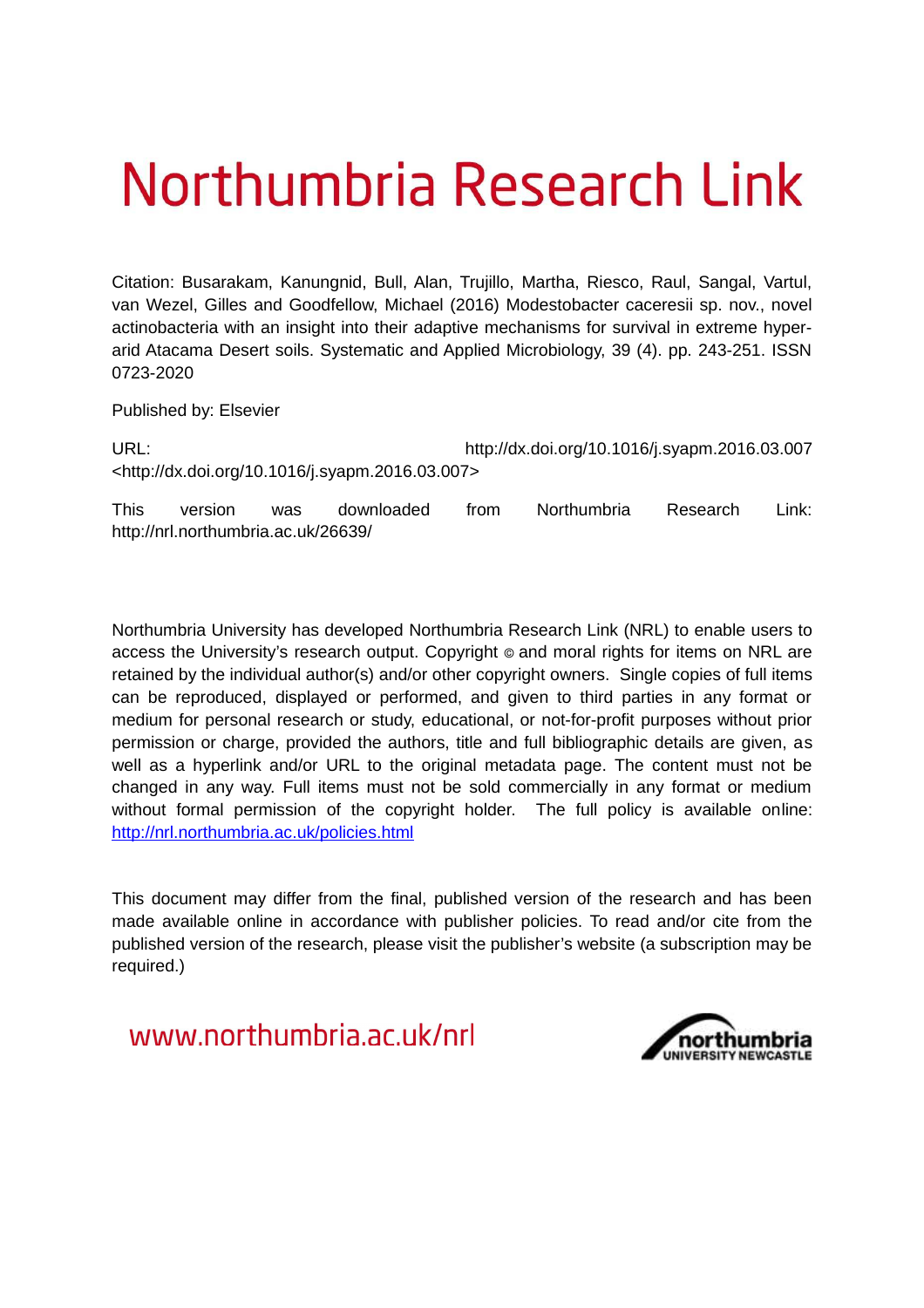# Northumbria Research Link

Citation: Busarakam, Kanungnid, Bull, Alan, Trujillo, Martha, Riesco, Raul, Sangal, Vartul, van Wezel, Gilles and Goodfellow, Michael (2016) Modestobacter caceresii sp. nov., novel actinobacteria with an insight into their adaptive mechanisms for survival in extreme hyper-arid Atacama Desert soils. Systematic and Applied Microbiology, 39 (4). pp. 243-251. ISSN 0723-2020

Published by: Elsevier

URL: http://dx.doi.org/10.1016/j.syapm.2016.03.007 <http://dx.doi.org/10.1016/j.syapm.2016.03.007>

This version was downloaded from Northumbria Research Link: http://nrl.northumbria.ac.uk/26639/

Northumbria University has developed Northumbria Research Link (NRL) to enable users to access the University's research output. Copyright © and moral rights for items on NRL are retained by the individual author(s) and/or other copyright owners. Single copies of full items can be reproduced, displayed or performed, and given to third parties in any format or medium for personal research or study, educational, or not-for-profit purposes without prior permission or charge, provided the authors, title and full bibliographic details are given, as well as a hyperlink and/or URL to the original metadata page. The content must not be changed in any way. Full items must not be sold commercially in any format or medium without formal permission of the copyright holder. The full policy is available online: http://nrl.northumbria.ac.uk/policies.html

This document may differ from the final, published version of the research and has been made available online in accordance with publisher policies. To read and/or cite from the published version of the research, please visit the publisher's website (a subscription may be required.)

www.northumbria.ac.uk/nrl

northumbria UNIVERSITY NEWCASTLE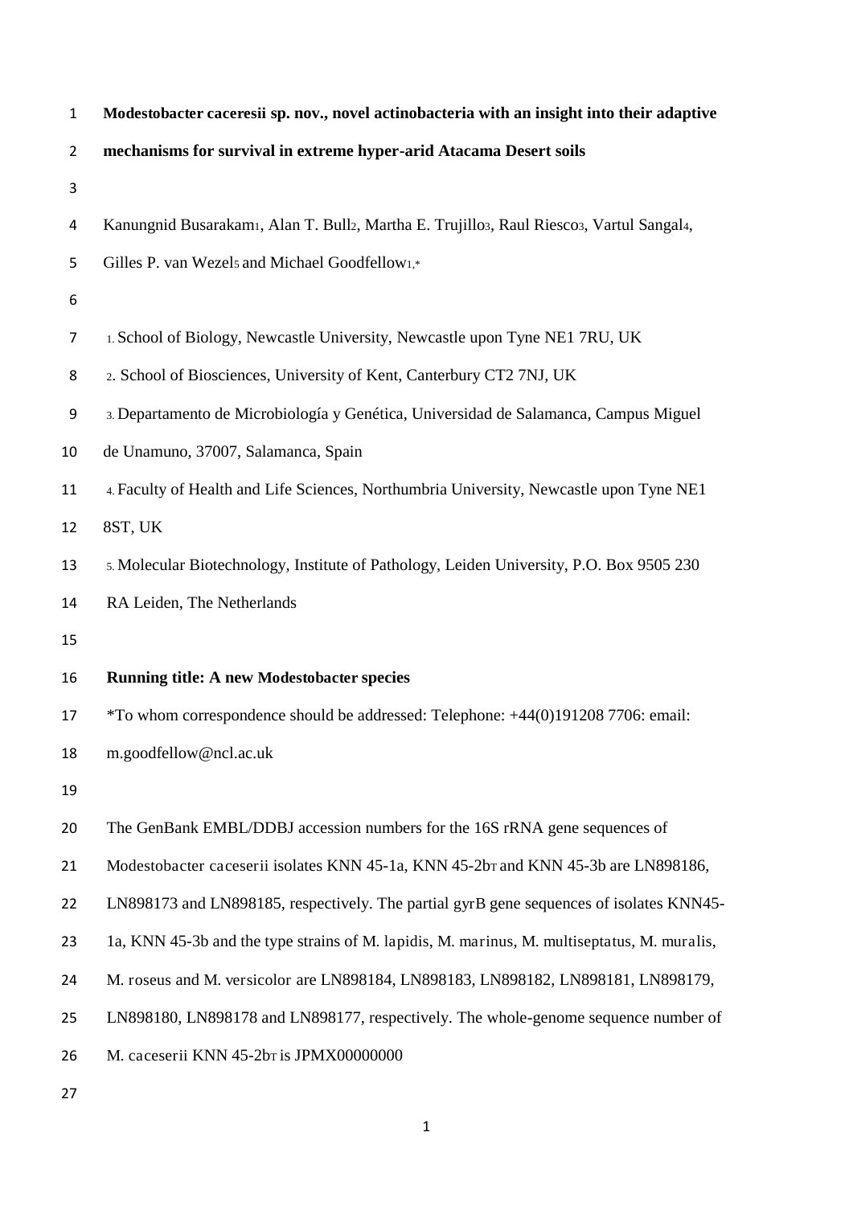**Modestobacter caceresii sp. nov., novel actinobacteria with an insight into their adaptive mechanisms for survival in extreme hyper-arid Atacama Desert soils**

Kanungnid Busarakam[1], Alan T. Bull[2], Martha E. Trujillo[3], Raul Riesco[3], Vartul Sangal[4], Gilles P. van Wezel[5] and Michael Goodfellow[1,*]

1. School of Biology, Newcastle University, Newcastle upon Tyne NE1 7RU, UK

2. School of Biosciences, University of Kent, Canterbury CT2 7NJ, UK

3. Departamento de Microbiología y Genética, Universidad de Salamanca, Campus Miguel de Unamuno, 37007, Salamanca, Spain

4. Faculty of Health and Life Sciences, Northumbria University, Newcastle upon Tyne NE1 8ST, UK

5. Molecular Biotechnology, Institute of Pathology, Leiden University, P.O. Box 9505 230 RA Leiden, The Netherlands

**Running title: A new Modestobacter species**

*To whom correspondence should be addressed: Telephone: +44(0)191208 7706: email: m.goodfellow@ncl.ac.uk

The GenBank EMBL/DDBJ accession numbers for the 16S rRNA gene sequences of Modestobacter caceserii isolates KNN 45-1a, KNN 45-2b[T] and KNN 45-3b are LN898186, LN898173 and LN898185, respectively. The partial gyrB gene sequences of isolates KNN45-1a, KNN 45-3b and the type strains of M. lapidis, M. marinus, M. multiseptatus, M. muralis, M. roseus and M. versicolor are LN898184, LN898183, LN898182, LN898181, LN898179, LN898180, LN898178 and LN898177, respectively. The whole-genome sequence number of M. caceserii KNN 45-2b[T] is JPMX00000000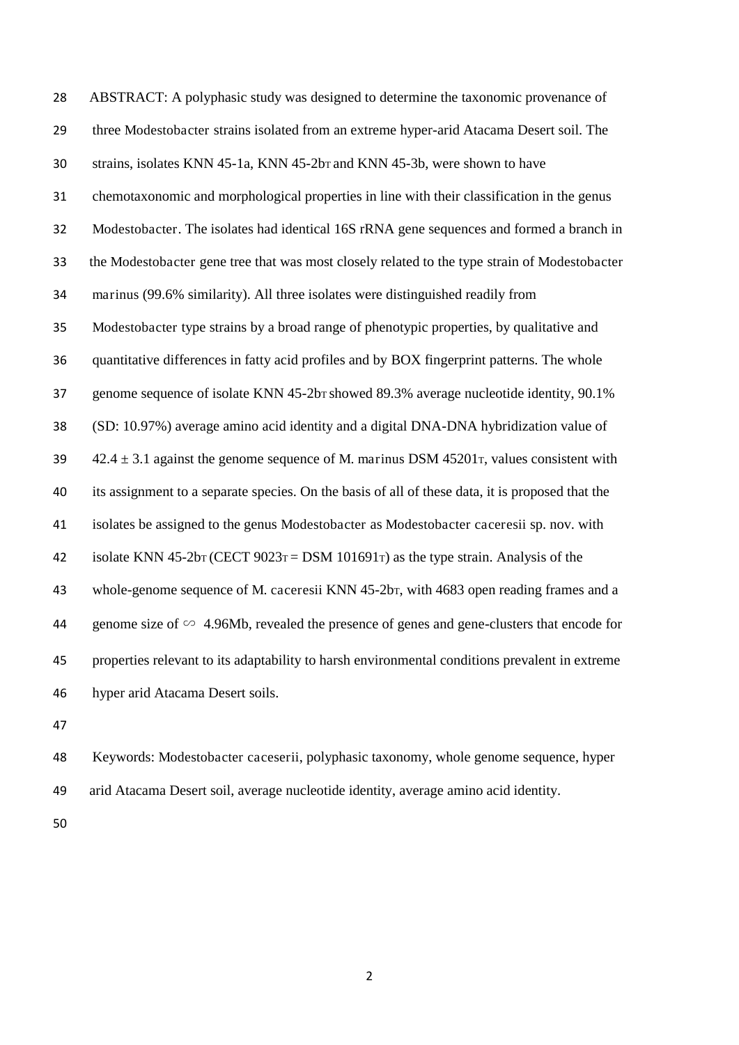ABSTRACT: A polyphasic study was designed to determine the taxonomic provenance of three *Modestobacter* strains isolated from an extreme hyper-arid Atacama Desert soil. The strains, isolates KNN 45-1a, KNN 45-2b$^T$ and KNN 45-3b, were shown to have chemotaxonomic and morphological properties in line with their classification in the genus *Modestobacter*. The isolates had identical 16S rRNA gene sequences and formed a branch in the *Modestobacter* gene tree that was most closely related to the type strain of *Modestobacter marinus* (99.6% similarity). All three isolates were distinguished readily from *Modestobacter* type strains by a broad range of phenotypic properties, by qualitative and quantitative differences in fatty acid profiles and by BOX fingerprint patterns. The whole genome sequence of isolate KNN 45-2b$^T$ showed 89.3% average nucleotide identity, 90.1% (SD: 10.97%) average amino acid identity and a digital DNA-DNA hybridization value of $42.4 \pm 3.1$ against the genome sequence of *M. marinus* DSM 45201$^T$, values consistent with its assignment to a separate species. On the basis of all of these data, it is proposed that the isolates be assigned to the genus *Modestobacter* as *Modestobacter caceresii* sp. nov. with isolate KNN 45-2b$^T$ (CECT 9023$^T$ = DSM 101691$^T$) as the type strain. Analysis of the whole-genome sequence of *M. caceresii* KNN 45-2b$^T$, with 4683 open reading frames and a genome size of $\backsim$ 4.96Mb, revealed the presence of genes and gene-clusters that encode for properties relevant to its adaptability to harsh environmental conditions prevalent in extreme hyper arid Atacama Desert soils.

Keywords: *Modestobacter caceserii*, polyphasic taxonomy, whole genome sequence, hyper arid Atacama Desert soil, average nucleotide identity, average amino acid identity.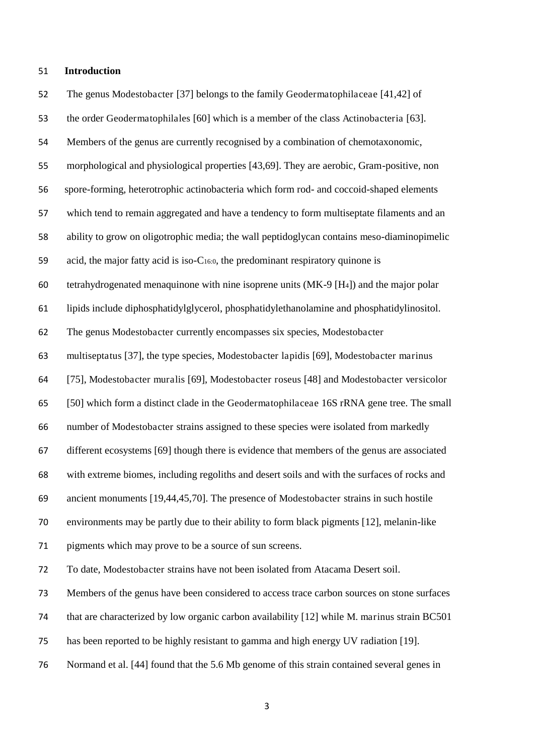## Introduction

The genus Modestobacter [37] belongs to the family Geodermatophilaceae [41,42] of the order Geodermatophilales [60] which is a member of the class Actinobacteria [63]. Members of the genus are currently recognised by a combination of chemotaxonomic, morphological and physiological properties [43,69]. They are aerobic, Gram-positive, non spore-forming, heterotrophic actinobacteria which form rod- and coccoid-shaped elements which tend to remain aggregated and have a tendency to form multiseptate filaments and an ability to grow on oligotrophic media; the wall peptidoglycan contains meso-diaminopimelic acid, the major fatty acid is iso-$C_{16:0}$, the predominant respiratory quinone is tetrahydrogenated menaquinone with nine isoprene units (MK-9 [$H_4$]) and the major polar lipids include diphosphatidylglycerol, phosphatidylethanolamine and phosphatidylinositol. The genus Modestobacter currently encompasses six species, Modestobacter multiseptatus [37], the type species, Modestobacter lapidis [69], Modestobacter marinus [75], Modestobacter muralis [69], Modestobacter roseus [48] and Modestobacter versicolor [50] which form a distinct clade in the Geodermatophilaceae 16S rRNA gene tree. The small number of Modestobacter strains assigned to these species were isolated from markedly different ecosystems [69] though there is evidence that members of the genus are associated with extreme biomes, including regoliths and desert soils and with the surfaces of rocks and ancient monuments [19,44,45,70]. The presence of Modestobacter strains in such hostile environments may be partly due to their ability to form black pigments [12], melanin-like pigments which may prove to be a source of sun screens.

To date, Modestobacter strains have not been isolated from Atacama Desert soil. Members of the genus have been considered to access trace carbon sources on stone surfaces that are characterized by low organic carbon availability [12] while M. marinus strain BC501 has been reported to be highly resistant to gamma and high energy UV radiation [19]. Normand et al. [44] found that the 5.6 Mb genome of this strain contained several genes in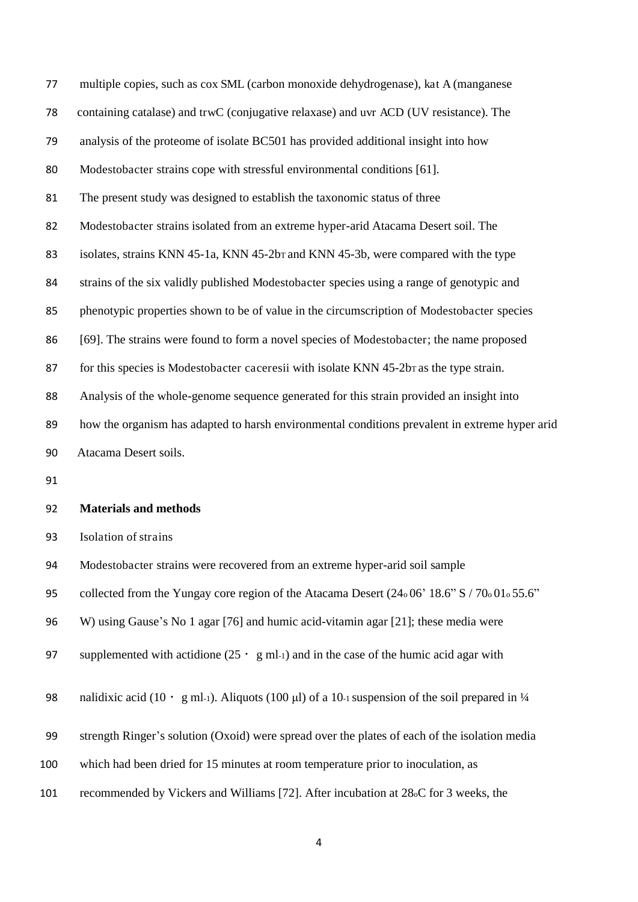multiple copies, such as cox SML (carbon monoxide dehydrogenase), kat A (manganese containing catalase) and trwC (conjugative relaxase) and uvr ACD (UV resistance). The analysis of the proteome of isolate BC501 has provided additional insight into how Modestobacter strains cope with stressful environmental conditions [61].

The present study was designed to establish the taxonomic status of three Modestobacter strains isolated from an extreme hyper-arid Atacama Desert soil. The isolates, strains KNN 45-1a, KNN 45-2b$^T$ and KNN 45-3b, were compared with the type strains of the six validly published Modestobacter species using a range of genotypic and phenotypic properties shown to be of value in the circumscription of Modestobacter species [69]. The strains were found to form a novel species of Modestobacter; the name proposed for this species is Modestobacter caceresii with isolate KNN 45-2b$^T$ as the type strain. Analysis of the whole-genome sequence generated for this strain provided an insight into how the organism has adapted to harsh environmental conditions prevalent in extreme hyper arid Atacama Desert soils.

## Materials and methods

Isolation of strains

Modestobacter strains were recovered from an extreme hyper-arid soil sample collected from the Yungay core region of the Atacama Desert (24$^o$ 06' 18.6" S / 70$^o$ 01$^o$ 55.6" W) using Gause's No 1 agar [76] and humic acid-vitamin agar [21]; these media were supplemented with actidione (25 · g ml$^{-1}$) and in the case of the humic acid agar with nalidixic acid (10 · g ml$^{-1}$). Aliquots (100 µl) of a 10$^{-1}$ suspension of the soil prepared in ¼ strength Ringer's solution (Oxoid) were spread over the plates of each of the isolation media which had been dried for 15 minutes at room temperature prior to inoculation, as recommended by Vickers and Williams [72]. After incubation at 28$^o$C for 3 weeks, the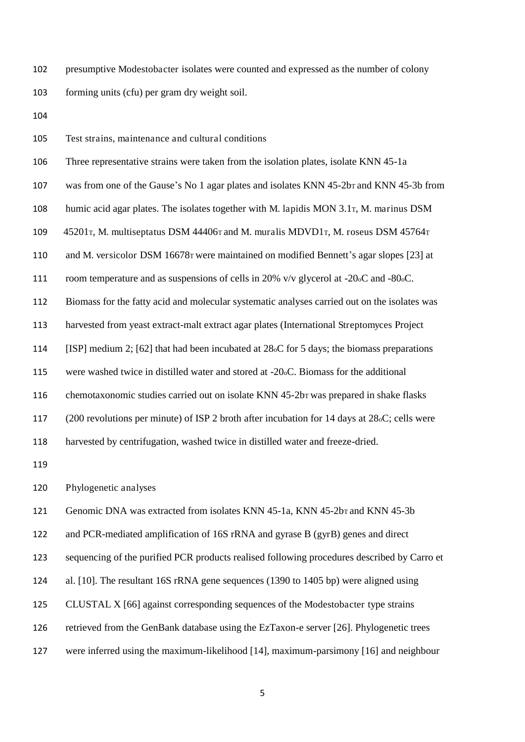presumptive Modestobacter isolates were counted and expressed as the number of colony forming units (cfu) per gram dry weight soil.

## Test strains, maintenance and cultural conditions

Three representative strains were taken from the isolation plates, isolate KNN 45-1a was from one of the Gause's No 1 agar plates and isolates KNN 45-2b$^T$ and KNN 45-3b from humic acid agar plates. The isolates together with M. lapidis MON 3.1$^T$, M. marinus DSM 45201$^T$, M. multiseptatus DSM 44406$^T$ and M. muralis MDVD1$^T$, M. roseus DSM 45764$^T$ and M. versicolor DSM 16678$^T$ were maintained on modified Bennett's agar slopes [23] at room temperature and as suspensions of cells in 20% v/v glycerol at -20$^o$C and -80$^o$C. Biomass for the fatty acid and molecular systematic analyses carried out on the isolates was harvested from yeast extract-malt extract agar plates (International Streptomyces Project [ISP] medium 2; [62] that had been incubated at 28$^o$C for 5 days; the biomass preparations were washed twice in distilled water and stored at -20$^o$C. Biomass for the additional chemotaxonomic studies carried out on isolate KNN 45-2b$^T$ was prepared in shake flasks (200 revolutions per minute) of ISP 2 broth after incubation for 14 days at 28$^o$C; cells were harvested by centrifugation, washed twice in distilled water and freeze-dried.

## Phylogenetic analyses

Genomic DNA was extracted from isolates KNN 45-1a, KNN 45-2b$^T$ and KNN 45-3b and PCR-mediated amplification of 16S rRNA and gyrase B (gyrB) genes and direct sequencing of the purified PCR products realised following procedures described by Carro et al. [10]. The resultant 16S rRNA gene sequences (1390 to 1405 bp) were aligned using CLUSTAL X [66] against corresponding sequences of the Modestobacter type strains retrieved from the GenBank database using the EzTaxon-e server [26]. Phylogenetic trees were inferred using the maximum-likelihood [14], maximum-parsimony [16] and neighbour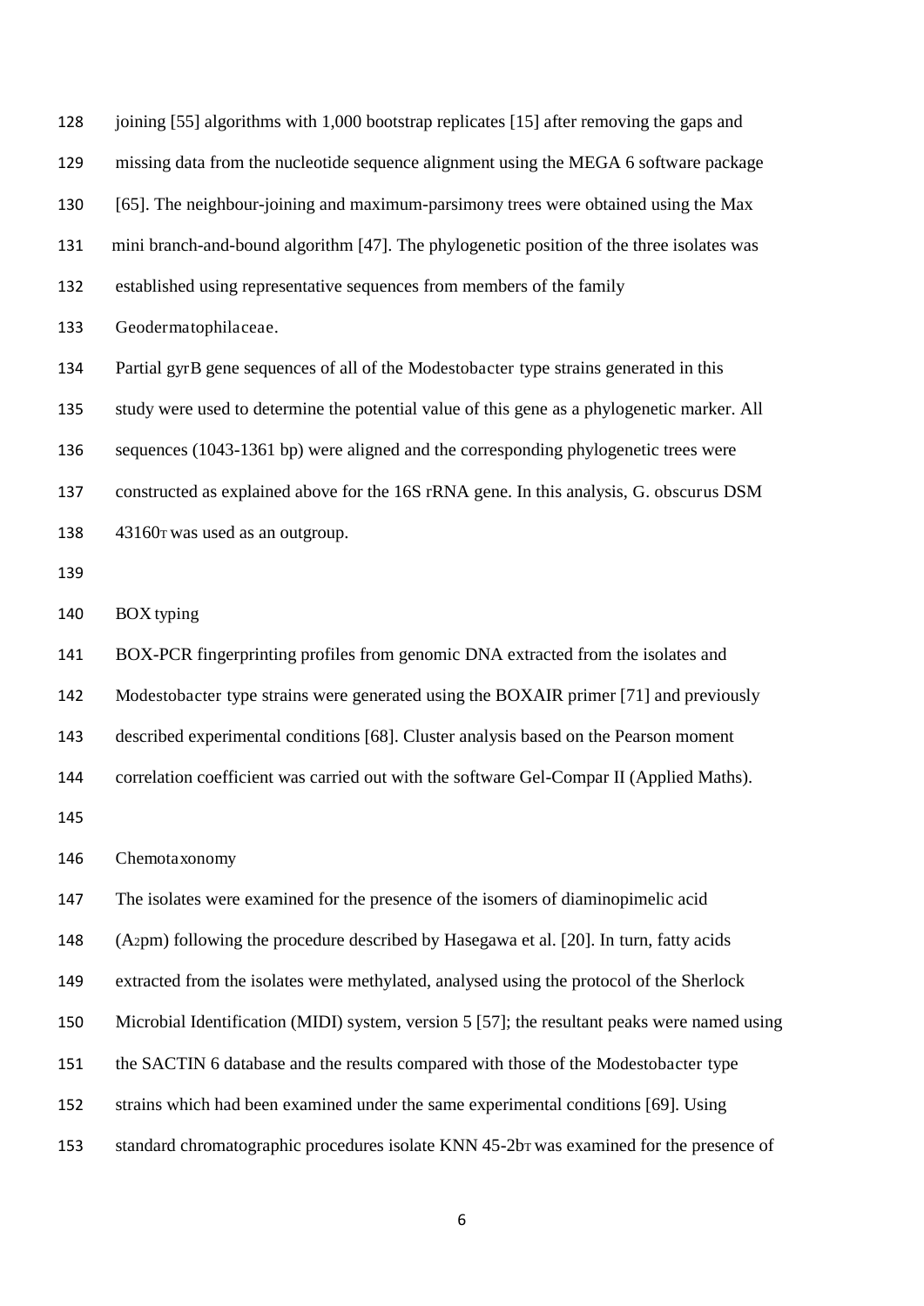joining [55] algorithms with 1,000 bootstrap replicates [15] after removing the gaps and missing data from the nucleotide sequence alignment using the MEGA 6 software package [65]. The neighbour-joining and maximum-parsimony trees were obtained using the Max mini branch-and-bound algorithm [47]. The phylogenetic position of the three isolates was established using representative sequences from members of the family *Geodermatophilaceae*.

Partial *gyrB* gene sequences of all of the *Modestobacter* type strains generated in this study were used to determine the potential value of this gene as a phylogenetic marker. All sequences (1043-1361 bp) were aligned and the corresponding phylogenetic trees were constructed as explained above for the 16S rRNA gene. In this analysis, *G. obscurus* DSM 43160$^T$ was used as an outgroup.

## BOX typing

BOX-PCR fingerprinting profiles from genomic DNA extracted from the isolates and *Modestobacter* type strains were generated using the BOXAIR primer [71] and previously described experimental conditions [68]. Cluster analysis based on the Pearson moment correlation coefficient was carried out with the software Gel-Compar II (Applied Maths).

## Chemotaxonomy

The isolates were examined for the presence of the isomers of diaminopimelic acid ($A_2$pm) following the procedure described by Hasegawa et al. [20]. In turn, fatty acids extracted from the isolates were methylated, analysed using the protocol of the Sherlock Microbial Identification (MIDI) system, version 5 [57]; the resultant peaks were named using the SACTIN 6 database and the results compared with those of the *Modestobacter* type strains which had been examined under the same experimental conditions [69]. Using standard chromatographic procedures isolate KNN 45-2b$^T$ was examined for the presence of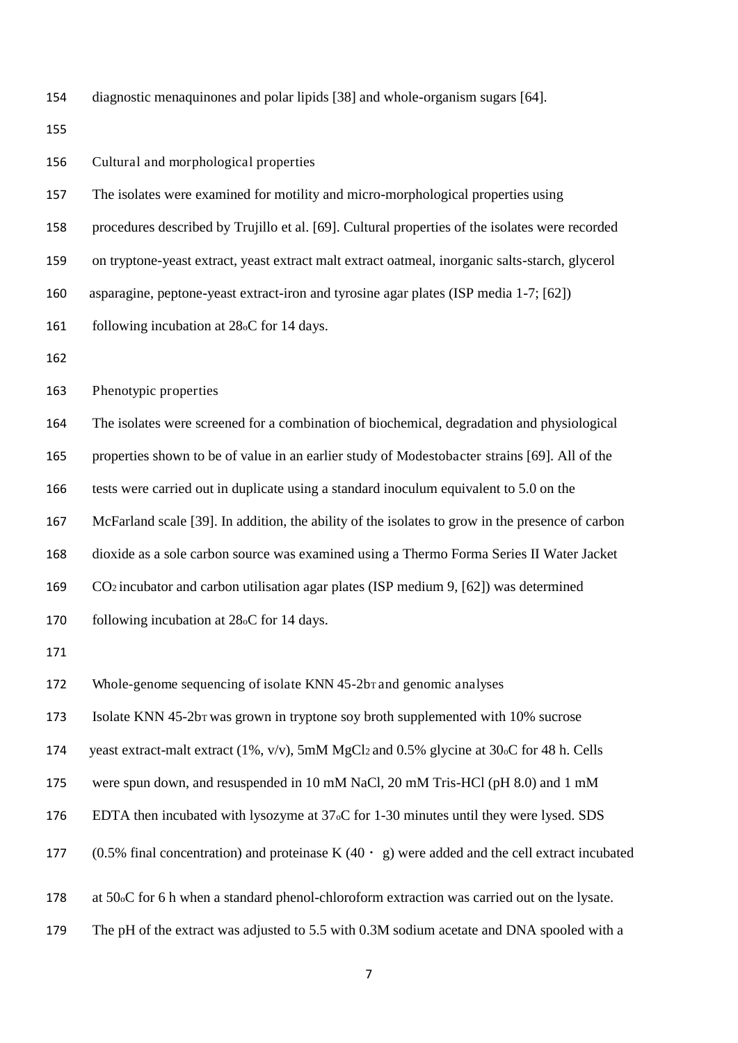diagnostic menaquinones and polar lipids [38] and whole-organism sugars [64].

### Cultural and morphological properties

The isolates were examined for motility and micro-morphological properties using procedures described by Trujillo et al. [69]. Cultural properties of the isolates were recorded on tryptone-yeast extract, yeast extract malt extract oatmeal, inorganic salts-starch, glycerol asparagine, peptone-yeast extract-iron and tyrosine agar plates (ISP media 1-7; [62]) following incubation at 28$^{o}$C for 14 days.

### Phenotypic properties

The isolates were screened for a combination of biochemical, degradation and physiological properties shown to be of value in an earlier study of Modestobacter strains [69]. All of the tests were carried out in duplicate using a standard inoculum equivalent to 5.0 on the McFarland scale [39]. In addition, the ability of the isolates to grow in the presence of carbon dioxide as a sole carbon source was examined using a Thermo Forma Series II Water Jacket $CO_2$ incubator and carbon utilisation agar plates (ISP medium 9, [62]) was determined following incubation at 28$^{o}$C for 14 days.

### Whole-genome sequencing of isolate KNN 45-2b$^{T}$ and genomic analyses

Isolate KNN 45-2b$^{T}$ was grown in tryptone soy broth supplemented with 10% sucrose yeast extract-malt extract (1%, v/v), 5mM $MgCl_2$ and 0.5% glycine at 30$^{o}$C for 48 h. Cells were spun down, and resuspended in 10 mM NaCl, 20 mM Tris-HCl (pH 8.0) and 1 mM EDTA then incubated with lysozyme at 37$^{o}$C for 1-30 minutes until they were lysed. SDS (0.5% final concentration) and proteinase K (40・ g) were added and the cell extract incubated at 50$^{o}$C for 6 h when a standard phenol-chloroform extraction was carried out on the lysate. The pH of the extract was adjusted to 5.5 with 0.3M sodium acetate and DNA spooled with a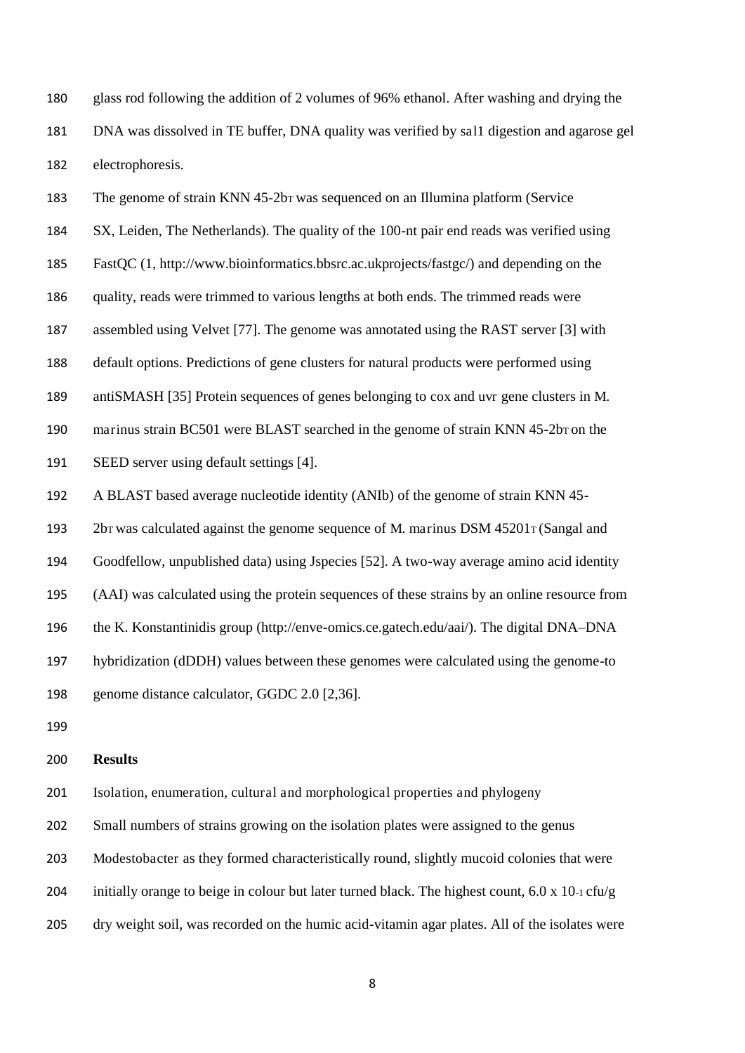glass rod following the addition of 2 volumes of 96% ethanol. After washing and drying the DNA was dissolved in TE buffer, DNA quality was verified by sal1 digestion and agarose gel electrophoresis.

The genome of strain KNN 45-2b$^T$ was sequenced on an Illumina platform (Service SX, Leiden, The Netherlands). The quality of the 100-nt pair end reads was verified using FastQC (1, http://www.bioinformatics.bbsrc.ac.ukprojects/fastgc/) and depending on the quality, reads were trimmed to various lengths at both ends. The trimmed reads were assembled using Velvet [77]. The genome was annotated using the RAST server [3] with default options. Predictions of gene clusters for natural products were performed using antiSMASH [35] Protein sequences of genes belonging to cox and uvr gene clusters in M. marinus strain BC501 were BLAST searched in the genome of strain KNN 45-2b$^T$ on the SEED server using default settings [4].

A BLAST based average nucleotide identity (ANIb) of the genome of strain KNN 45-2b$^T$ was calculated against the genome sequence of M. marinus DSM 45201$^T$ (Sangal and Goodfellow, unpublished data) using Jspecies [52]. A two-way average amino acid identity (AAI) was calculated using the protein sequences of these strains by an online resource from the K. Konstantinidis group (http://enve-omics.ce.gatech.edu/aai/). The digital DNA–DNA hybridization (dDDH) values between these genomes were calculated using the genome-to genome distance calculator, GGDC 2.0 [2,36].

## Results

Isolation, enumeration, cultural and morphological properties and phylogeny

Small numbers of strains growing on the isolation plates were assigned to the genus Modestobacter as they formed characteristically round, slightly mucoid colonies that were initially orange to beige in colour but later turned black. The highest count, 6.0 x $10^{-1}$ cfu/g dry weight soil, was recorded on the humic acid-vitamin agar plates. All of the isolates were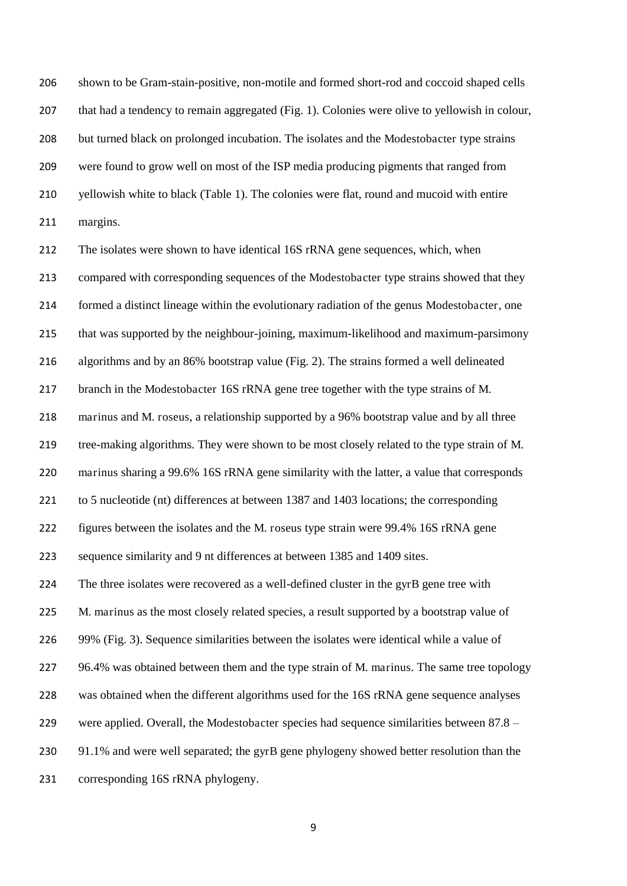shown to be Gram-stain-positive, non-motile and formed short-rod and coccoid shaped cells that had a tendency to remain aggregated (Fig. 1). Colonies were olive to yellowish in colour, but turned black on prolonged incubation. The isolates and the Modestobacter type strains were found to grow well on most of the ISP media producing pigments that ranged from yellowish white to black (Table 1). The colonies were flat, round and mucoid with entire margins.

The isolates were shown to have identical 16S rRNA gene sequences, which, when compared with corresponding sequences of the Modestobacter type strains showed that they formed a distinct lineage within the evolutionary radiation of the genus Modestobacter, one that was supported by the neighbour-joining, maximum-likelihood and maximum-parsimony algorithms and by an 86% bootstrap value (Fig. 2). The strains formed a well delineated branch in the Modestobacter 16S rRNA gene tree together with the type strains of M. marinus and M. roseus, a relationship supported by a 96% bootstrap value and by all three tree-making algorithms. They were shown to be most closely related to the type strain of M. marinus sharing a 99.6% 16S rRNA gene similarity with the latter, a value that corresponds to 5 nucleotide (nt) differences at between 1387 and 1403 locations; the corresponding figures between the isolates and the M. roseus type strain were 99.4% 16S rRNA gene sequence similarity and 9 nt differences at between 1385 and 1409 sites.

The three isolates were recovered as a well-defined cluster in the gyrB gene tree with M. marinus as the most closely related species, a result supported by a bootstrap value of 99% (Fig. 3). Sequence similarities between the isolates were identical while a value of 96.4% was obtained between them and the type strain of M. marinus. The same tree topology was obtained when the different algorithms used for the 16S rRNA gene sequence analyses were applied. Overall, the Modestobacter species had sequence similarities between 87.8 – 91.1% and were well separated; the gyrB gene phylogeny showed better resolution than the corresponding 16S rRNA phylogeny.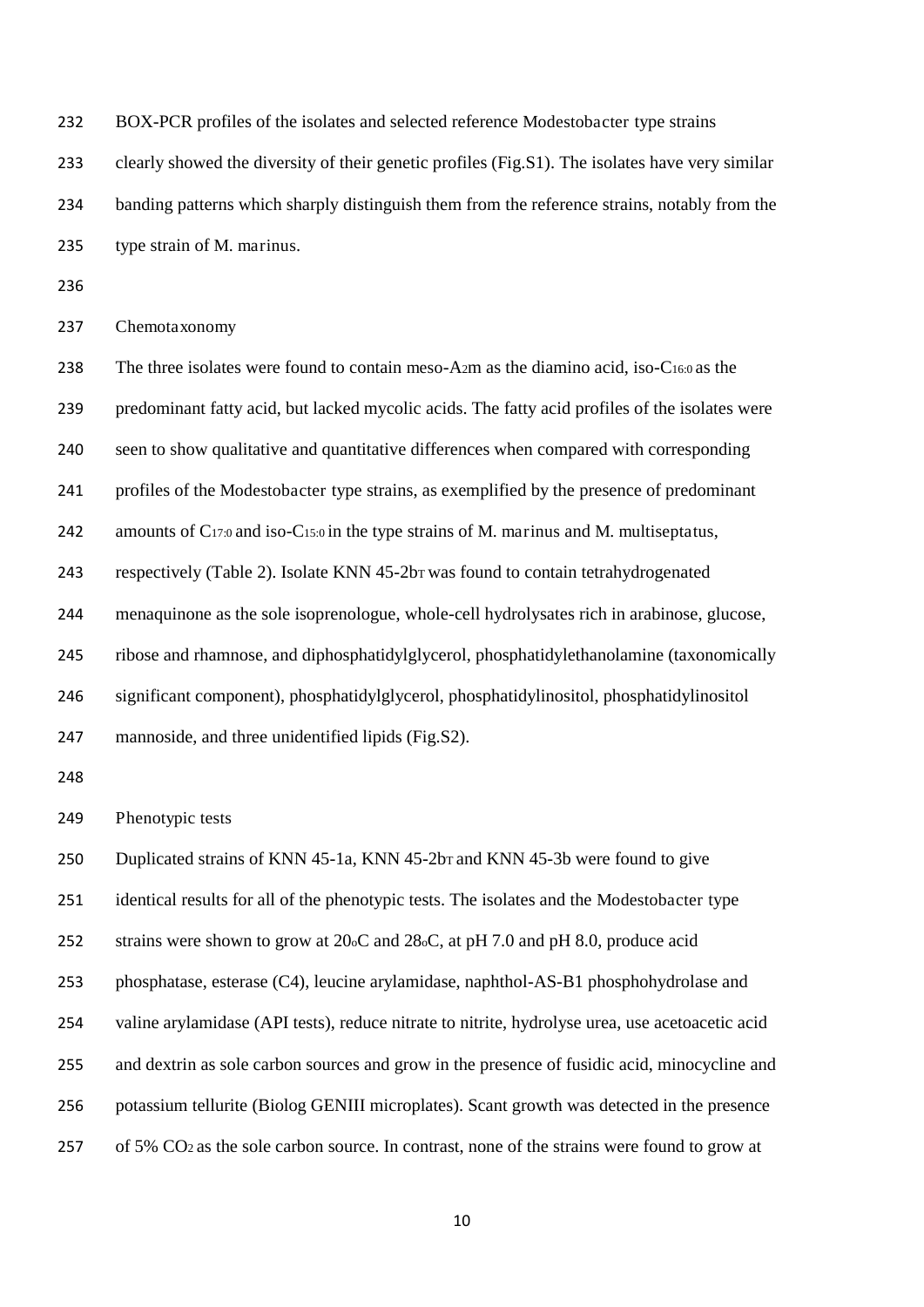BOX-PCR profiles of the isolates and selected reference *Modestobacter* type strains clearly showed the diversity of their genetic profiles (Fig.S1). The isolates have very similar banding patterns which sharply distinguish them from the reference strains, notably from the type strain of *M. marinus*.

Chemotaxonomy

The three isolates were found to contain meso-$A_2$m as the diamino acid, iso-$C_{16:0}$ as the predominant fatty acid, but lacked mycolic acids. The fatty acid profiles of the isolates were seen to show qualitative and quantitative differences when compared with corresponding profiles of the *Modestobacter* type strains, as exemplified by the presence of predominant amounts of $C_{17:0}$ and iso-$C_{15:0}$ in the type strains of *M. marinus* and *M. multiseptatus*, respectively (Table 2). Isolate KNN 45-2b$^T$ was found to contain tetrahydrogenated menaquinone as the sole isoprenologue, whole-cell hydrolysates rich in arabinose, glucose, ribose and rhamnose, and diphosphatidylglycerol, phosphatidylethanolamine (taxonomically significant component), phosphatidylglycerol, phosphatidylinositol, phosphatidylinositol mannoside, and three unidentified lipids (Fig.S2).

Phenotypic tests

Duplicated strains of KNN 45-1a, KNN 45-2b$^T$ and KNN 45-3b were found to give identical results for all of the phenotypic tests. The isolates and the *Modestobacter* type strains were shown to grow at 20$^o$C and 28$^o$C, at pH 7.0 and pH 8.0, produce acid phosphatase, esterase (C4), leucine arylamidase, naphthol-AS-B1 phosphohydrolase and valine arylamidase (API tests), reduce nitrate to nitrite, hydrolyse urea, use acetoacetic acid and dextrin as sole carbon sources and grow in the presence of fusidic acid, minocycline and potassium tellurite (Biolog GENIII microplates). Scant growth was detected in the presence of 5% $CO_2$ as the sole carbon source. In contrast, none of the strains were found to grow at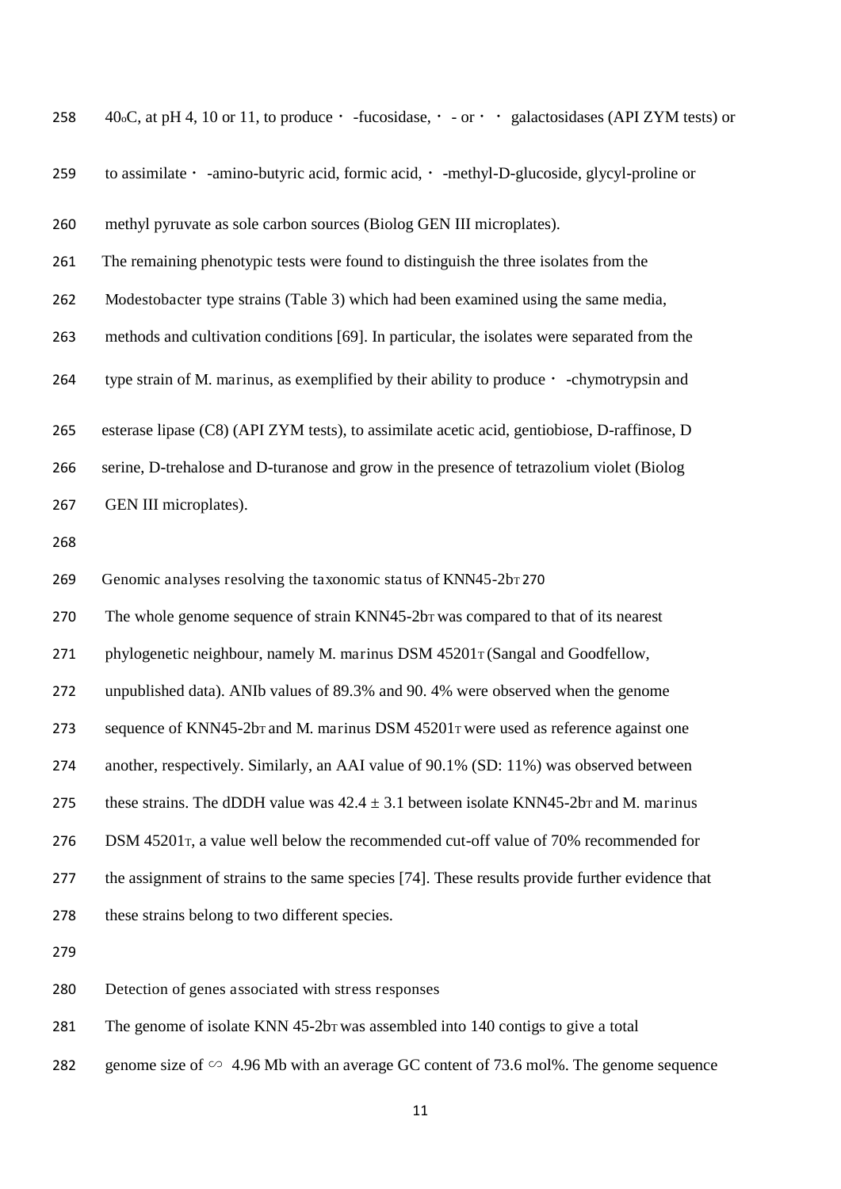40°C, at pH 4, 10 or 11, to produce ・ -fucosidase, ・ - or ・ ・ galactosidases (API ZYM tests) or to assimilate ・ -amino-butyric acid, formic acid, ・ -methyl-D-glucoside, glycyl-proline or methyl pyruvate as sole carbon sources (Biolog GEN III microplates).

The remaining phenotypic tests were found to distinguish the three isolates from the Modestobacter type strains (Table 3) which had been examined using the same media, methods and cultivation conditions [69]. In particular, the isolates were separated from the type strain of M. marinus, as exemplified by their ability to produce ・ -chymotrypsin and esterase lipase (C8) (API ZYM tests), to assimilate acetic acid, gentiobiose, D-raffinose, D serine, D-trehalose and D-turanose and grow in the presence of tetrazolium violet (Biolog GEN III microplates).

## Genomic analyses resolving the taxonomic status of KNN45-2b$^T$

The whole genome sequence of strain KNN45-2b$^T$ was compared to that of its nearest phylogenetic neighbour, namely M. marinus DSM 45201$^T$ (Sangal and Goodfellow, unpublished data). ANIb values of 89.3% and 90. 4% were observed when the genome sequence of KNN45-2b$^T$ and M. marinus DSM 45201$^T$ were used as reference against one another, respectively. Similarly, an AAI value of 90.1% (SD: 11%) was observed between these strains. The dDDH value was $42.4 \pm 3.1$ between isolate KNN45-2b$^T$ and M. marinus DSM 45201$^T$, a value well below the recommended cut-off value of 70% recommended for the assignment of strains to the same species [74]. These results provide further evidence that these strains belong to two different species.

## Detection of genes associated with stress responses

The genome of isolate KNN 45-2b$^T$ was assembled into 140 contigs to give a total genome size of ∽ 4.96 Mb with an average GC content of 73.6 mol%. The genome sequence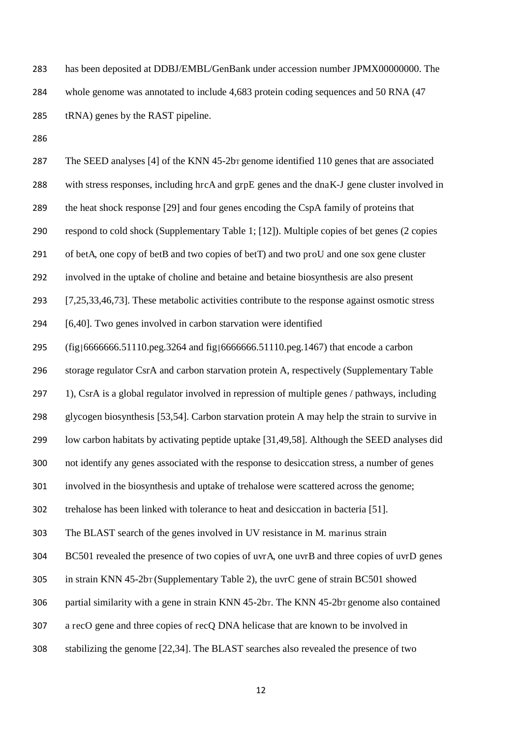has been deposited at DDBJ/EMBL/GenBank under accession number JPMX00000000. The whole genome was annotated to include 4,683 protein coding sequences and 50 RNA (47 tRNA) genes by the RAST pipeline.

The SEED analyses [4] of the KNN 45-2b$_T$ genome identified 110 genes that are associated with stress responses, including *hrcA* and *grpE* genes and the *dnaK-J* gene cluster involved in the heat shock response [29] and four genes encoding the CspA family of proteins that respond to cold shock (Supplementary Table 1; [12]). Multiple copies of *bet* genes (2 copies of *betA*, one copy of *betB* and two copies of *betT*) and two *proU* and one *sox* gene cluster involved in the uptake of choline and betaine and betaine biosynthesis are also present [7,25,33,46,73]. These metabolic activities contribute to the response against osmotic stress [6,40]. Two genes involved in carbon starvation were identified (fig|6666666.51110.peg.3264 and fig|6666666.51110.peg.1467) that encode a carbon storage regulator CsrA and carbon starvation protein A, respectively (Supplementary Table 1), CsrA is a global regulator involved in repression of multiple genes / pathways, including glycogen biosynthesis [53,54]. Carbon starvation protein A may help the strain to survive in low carbon habitats by activating peptide uptake [31,49,58]. Although the SEED analyses did not identify any genes associated with the response to desiccation stress, a number of genes involved in the biosynthesis and uptake of trehalose were scattered across the genome; trehalose has been linked with tolerance to heat and desiccation in bacteria [51].

The BLAST search of the genes involved in UV resistance in *M. marinus* strain BC501 revealed the presence of two copies of *uvrA*, one *uvrB* and three copies of *uvrD* genes in strain KNN 45-2b$_T$ (Supplementary Table 2), the *uvrC* gene of strain BC501 showed partial similarity with a gene in strain KNN 45-2b$_T$. The KNN 45-2b$_T$ genome also contained a *recO* gene and three copies of *recQ* DNA helicase that are known to be involved in stabilizing the genome [22,34]. The BLAST searches also revealed the presence of two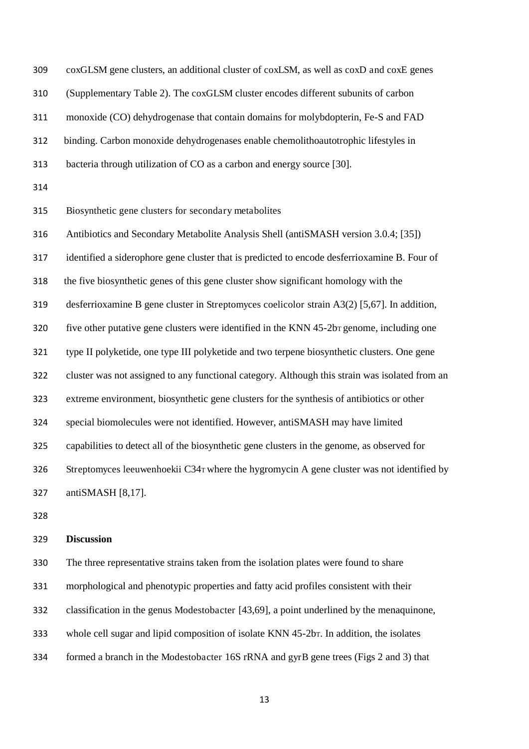coxGLSM gene clusters, an additional cluster of coxLSM, as well as coxD and coxE genes (Supplementary Table 2). The coxGLSM cluster encodes different subunits of carbon monoxide (CO) dehydrogenase that contain domains for molybdopterin, Fe-S and FAD binding. Carbon monoxide dehydrogenases enable chemolithoautotrophic lifestyles in bacteria through utilization of CO as a carbon and energy source [30].

Biosynthetic gene clusters for secondary metabolites

Antibiotics and Secondary Metabolite Analysis Shell (antiSMASH version 3.0.4; [35]) identified a siderophore gene cluster that is predicted to encode desferrioxamine B. Four of the five biosynthetic genes of this gene cluster show significant homology with the desferrioxamine B gene cluster in Streptomyces coelicolor strain A3(2) [5,67]. In addition, five other putative gene clusters were identified in the KNN 45-2b$_T$ genome, including one type II polyketide, one type III polyketide and two terpene biosynthetic clusters. One gene cluster was not assigned to any functional category. Although this strain was isolated from an extreme environment, biosynthetic gene clusters for the synthesis of antibiotics or other special biomolecules were not identified. However, antiSMASH may have limited capabilities to detect all of the biosynthetic gene clusters in the genome, as observed for Streptomyces leeuwenhoekii C34$_T$ where the hygromycin A gene cluster was not identified by antiSMASH [8,17].

**Discussion**

The three representative strains taken from the isolation plates were found to share morphological and phenotypic properties and fatty acid profiles consistent with their classification in the genus Modestobacter [43,69], a point underlined by the menaquinone, whole cell sugar and lipid composition of isolate KNN 45-2b$_T$. In addition, the isolates formed a branch in the Modestobacter 16S rRNA and gyrB gene trees (Figs 2 and 3) that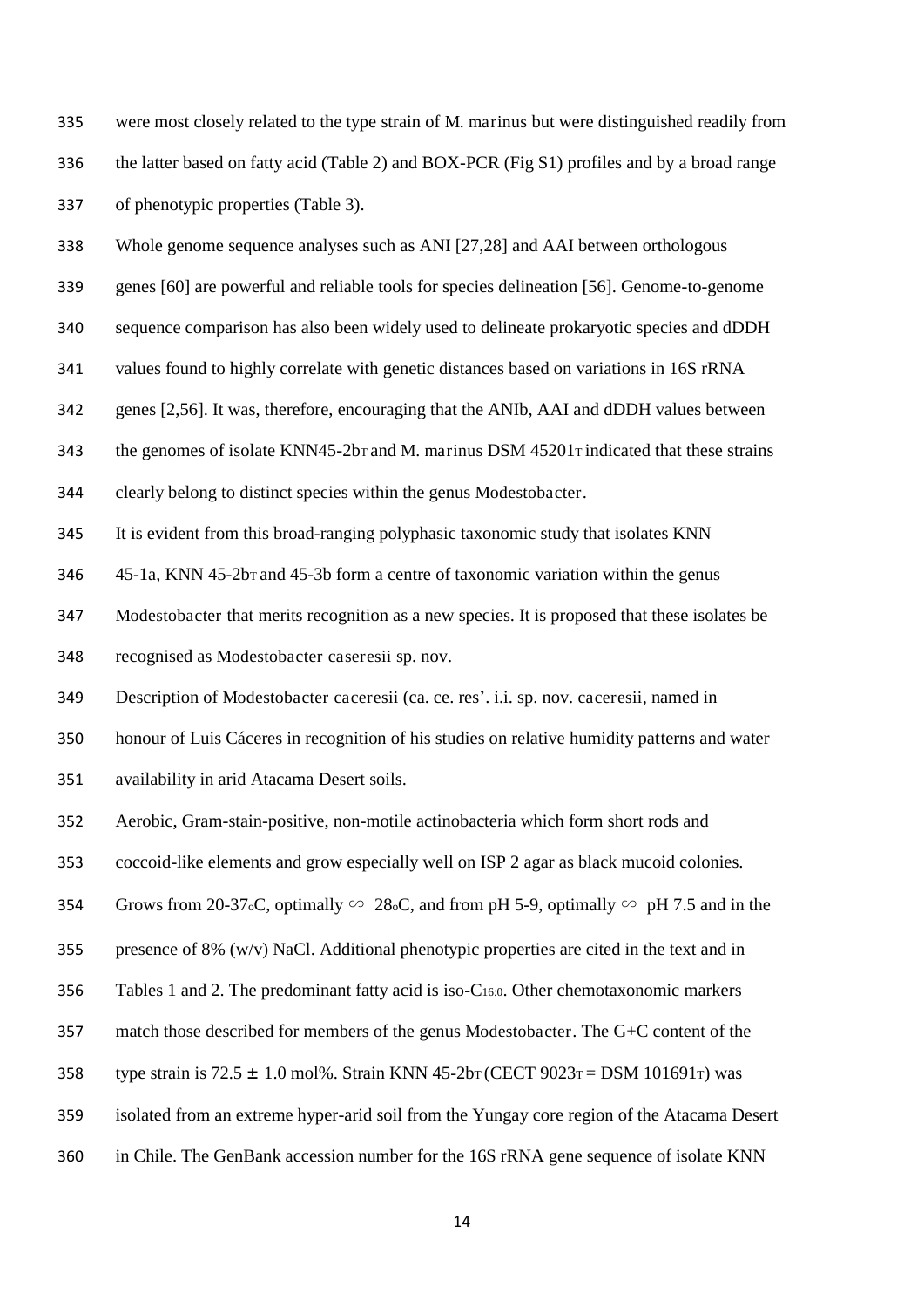were most closely related to the type strain of M. marinus but were distinguished readily from the latter based on fatty acid (Table 2) and BOX-PCR (Fig S1) profiles and by a broad range of phenotypic properties (Table 3).

Whole genome sequence analyses such as ANI [27,28] and AAI between orthologous genes [60] are powerful and reliable tools for species delineation [56]. Genome-to-genome sequence comparison has also been widely used to delineate prokaryotic species and dDDH values found to highly correlate with genetic distances based on variations in 16S rRNA genes [2,56]. It was, therefore, encouraging that the ANIb, AAI and dDDH values between the genomes of isolate KNN45-2b$_T$ and M. marinus DSM 45201$_T$ indicated that these strains clearly belong to distinct species within the genus Modestobacter.

It is evident from this broad-ranging polyphasic taxonomic study that isolates KNN 45-1a, KNN 45-2b$_T$ and 45-3b form a centre of taxonomic variation within the genus Modestobacter that merits recognition as a new species. It is proposed that these isolates be recognised as Modestobacter caseresii sp. nov.

Description of Modestobacter caceresii (ca. ce. res'. i.i. sp. nov. caceresii, named in honour of Luis Cáceres in recognition of his studies on relative humidity patterns and water availability in arid Atacama Desert soils.

Aerobic, Gram-stain-positive, non-motile actinobacteria which form short rods and coccoid-like elements and grow especially well on ISP 2 agar as black mucoid colonies. Grows from 20-37$_o$C, optimally ∽ 28$_o$C, and from pH 5-9, optimally ∽ pH 7.5 and in the presence of 8% (w/v) NaCl. Additional phenotypic properties are cited in the text and in Tables 1 and 2. The predominant fatty acid is iso-$C_{16:0}$. Other chemotaxonomic markers match those described for members of the genus Modestobacter. The G+C content of the type strain is 72.5 ± 1.0 mol%. Strain KNN 45-2b$_T$ (CECT 9023$_T$ = DSM 101691$_T$) was isolated from an extreme hyper-arid soil from the Yungay core region of the Atacama Desert in Chile. The GenBank accession number for the 16S rRNA gene sequence of isolate KNN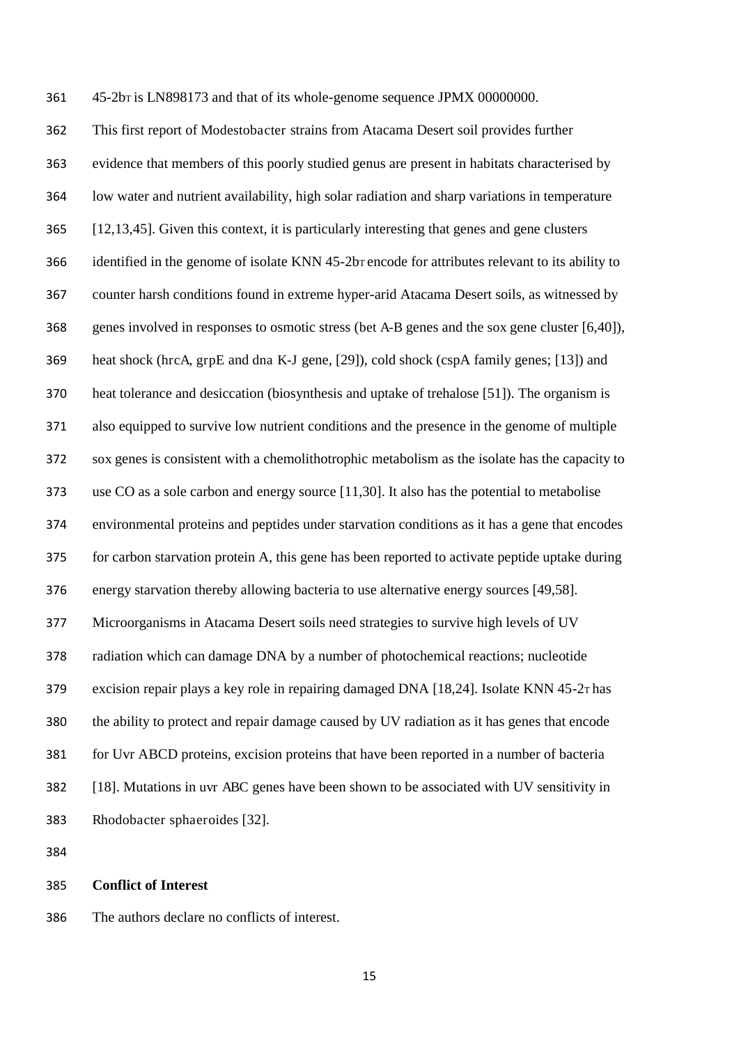45-2b$_T$ is LN898173 and that of its whole-genome sequence JPMX 00000000.

This first report of *Modestobacter* strains from Atacama Desert soil provides further evidence that members of this poorly studied genus are present in habitats characterised by low water and nutrient availability, high solar radiation and sharp variations in temperature [12,13,45]. Given this context, it is particularly interesting that genes and gene clusters identified in the genome of isolate KNN 45-2b$_T$ encode for attributes relevant to its ability to counter harsh conditions found in extreme hyper-arid Atacama Desert soils, as witnessed by genes involved in responses to osmotic stress (bet A-B genes and the sox gene cluster [6,40]), heat shock (*hrcA*, *grpE* and *dna* K-J gene, [29]), cold shock (cspA family genes; [13]) and heat tolerance and desiccation (biosynthesis and uptake of trehalose [51]). The organism is also equipped to survive low nutrient conditions and the presence in the genome of multiple sox genes is consistent with a chemolithotrophic metabolism as the isolate has the capacity to use CO as a sole carbon and energy source [11,30]. It also has the potential to metabolise environmental proteins and peptides under starvation conditions as it has a gene that encodes for carbon starvation protein A, this gene has been reported to activate peptide uptake during energy starvation thereby allowing bacteria to use alternative energy sources [49,58]. Microorganisms in Atacama Desert soils need strategies to survive high levels of UV radiation which can damage DNA by a number of photochemical reactions; nucleotide excision repair plays a key role in repairing damaged DNA [18,24]. Isolate KNN 45-2$_T$ has the ability to protect and repair damage caused by UV radiation as it has genes that encode for Uvr ABCD proteins, excision proteins that have been reported in a number of bacteria [18]. Mutations in *uvr* ABC genes have been shown to be associated with UV sensitivity in *Rhodobacter sphaeroides* [32].

**Conflict of Interest**

The authors declare no conflicts of interest.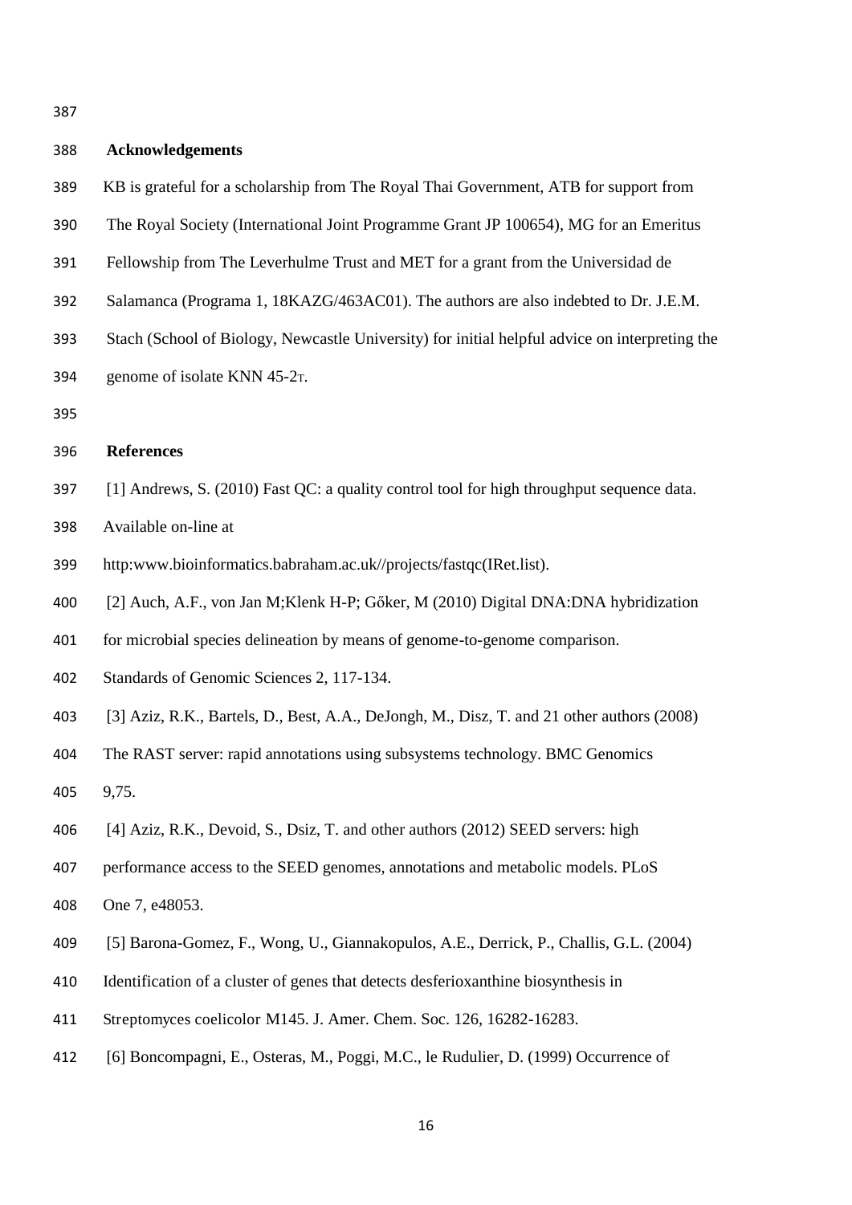## Acknowledgements

KB is grateful for a scholarship from The Royal Thai Government, ATB for support from The Royal Society (International Joint Programme Grant JP 100654), MG for an Emeritus Fellowship from The Leverhulme Trust and MET for a grant from the Universidad de Salamanca (Programa 1, 18KAZG/463AC01). The authors are also indebted to Dr. J.E.M. Stach (School of Biology, Newcastle University) for initial helpful advice on interpreting the genome of isolate KNN 45-2T.

## References

[1] Andrews, S. (2010) Fast QC: a quality control tool for high throughput sequence data. Available on-line at http:www.bioinformatics.babraham.ac.uk//projects/fastqc(IRet.list).

[2] Auch, A.F., von Jan M;Klenk H-P; Gőker, M (2010) Digital DNA:DNA hybridization for microbial species delineation by means of genome-to-genome comparison. Standards of Genomic Sciences 2, 117-134.

[3] Aziz, R.K., Bartels, D., Best, A.A., DeJongh, M., Disz, T. and 21 other authors (2008) The RAST server: rapid annotations using subsystems technology. BMC Genomics 9,75.

[4] Aziz, R.K., Devoid, S., Dsiz, T. and other authors (2012) SEED servers: high performance access to the SEED genomes, annotations and metabolic models. PLoS One 7, e48053.

[5] Barona-Gomez, F., Wong, U., Giannakopulos, A.E., Derrick, P., Challis, G.L. (2004) Identification of a cluster of genes that detects desferioxanthine biosynthesis in Streptomyces coelicolor M145. J. Amer. Chem. Soc. 126, 16282-16283.

[6] Boncompagni, E., Osteras, M., Poggi, M.C., le Rudulier, D. (1999) Occurrence of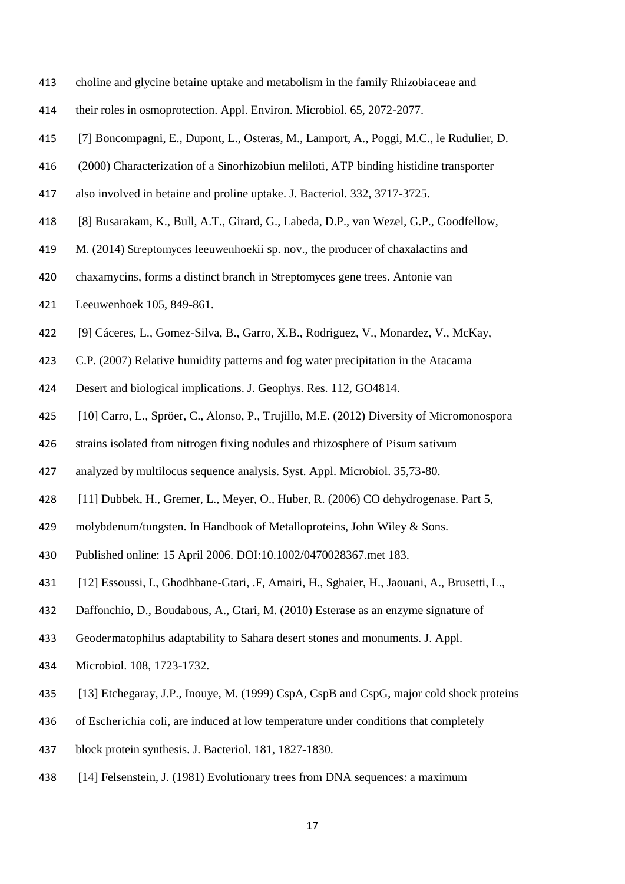choline and glycine betaine uptake and metabolism in the family *Rhizobiaceae* and their roles in osmoprotection. Appl. Environ. Microbiol. 65, 2072-2077.

[7] Boncompagni, E., Dupont, L., Osteras, M., Lamport, A., Poggi, M.C., le Rudulier, D. (2000) Characterization of a *Sinorhizobiun meliloti*, ATP binding histidine transporter also involved in betaine and proline uptake. J. Bacteriol. 332, 3717-3725.

[8] Busarakam, K., Bull, A.T., Girard, G., Labeda, D.P., van Wezel, G.P., Goodfellow, M. (2014) *Streptomyces leeuwenhoekii* sp. nov., the producer of chaxalactins and chaxamycins, forms a distinct branch in *Streptomyces* gene trees. Antonie van Leeuwenhoek 105, 849-861.

[9] Cáceres, L., Gomez-Silva, B., Garro, X.B., Rodriguez, V., Monardez, V., McKay, C.P. (2007) Relative humidity patterns and fog water precipitation in the Atacama Desert and biological implications. J. Geophys. Res. 112, GO4814.

[10] Carro, L., Spröer, C., Alonso, P., Trujillo, M.E. (2012) Diversity of *Micromonospora* strains isolated from nitrogen fixing nodules and rhizosphere of *Pisum sativum* analyzed by multilocus sequence analysis. Syst. Appl. Microbiol. 35,73-80.

[11] Dubbek, H., Gremer, L., Meyer, O., Huber, R. (2006) CO dehydrogenase. Part 5, molybdenum/tungsten. In Handbook of Metalloproteins, John Wiley & Sons. Published online: 15 April 2006. DOI:10.1002/0470028367.met 183.

[12] Essoussi, I., Ghodhbane-Gtari, .F, Amairi, H., Sghaier, H., Jaouani, A., Brusetti, L., Daffonchio, D., Boudabous, A., Gtari, M. (2010) Esterase as an enzyme signature of *Geodermatophilus* adaptability to Sahara desert stones and monuments. J. Appl. Microbiol. 108, 1723-1732.

[13] Etchegaray, J.P., Inouye, M. (1999) CspA, CspB and CspG, major cold shock proteins of *Escherichia coli*, are induced at low temperature under conditions that completely block protein synthesis. J. Bacteriol. 181, 1827-1830.

[14] Felsenstein, J. (1981) Evolutionary trees from DNA sequences: a maximum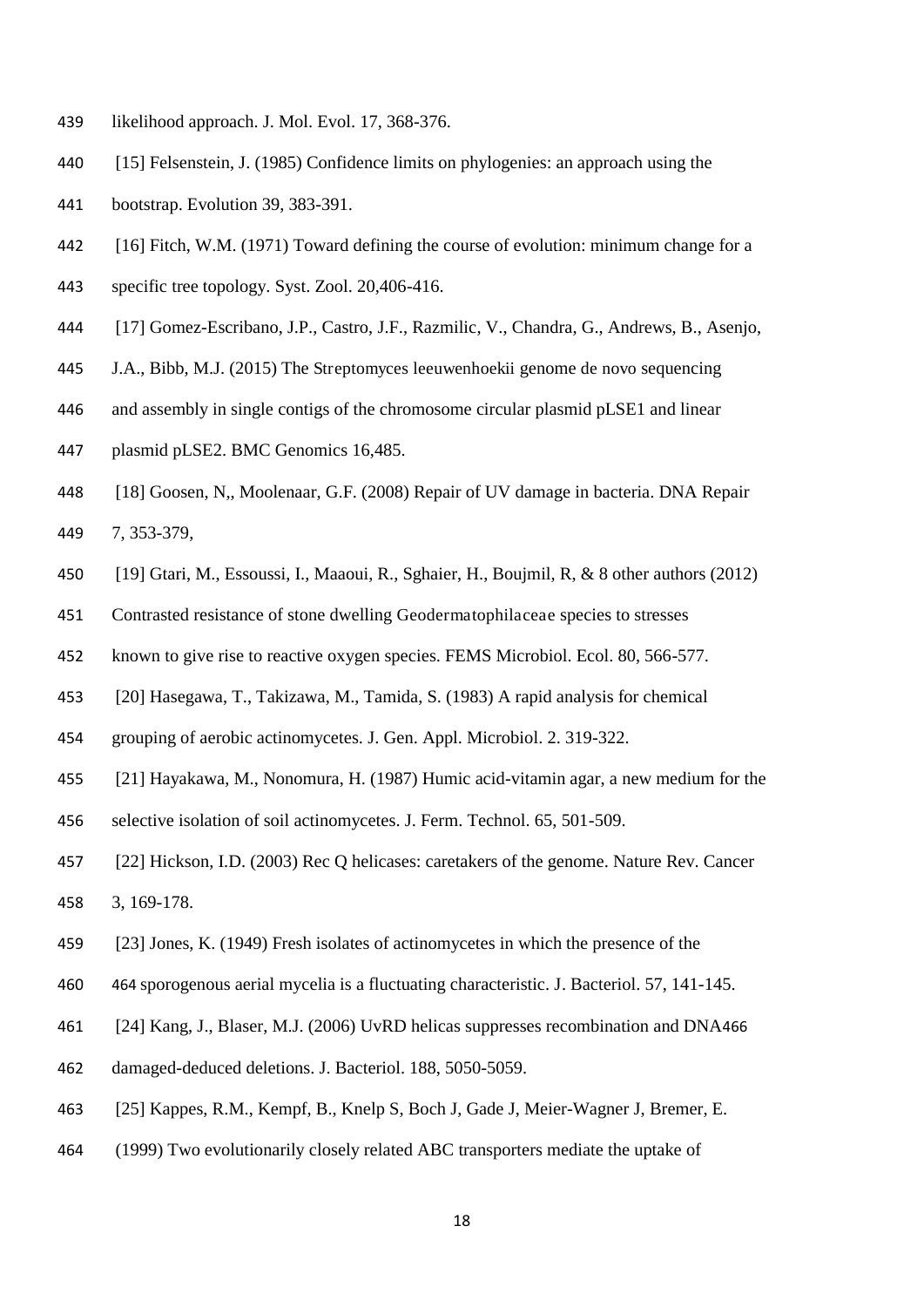likelihood approach. J. Mol. Evol. 17, 368-376.

[15] Felsenstein, J. (1985) Confidence limits on phylogenies: an approach using the bootstrap. Evolution 39, 383-391.

[16] Fitch, W.M. (1971) Toward defining the course of evolution: minimum change for a specific tree topology. Syst. Zool. 20,406-416.

[17] Gomez-Escribano, J.P., Castro, J.F., Razmilic, V., Chandra, G., Andrews, B., Asenjo, J.A., Bibb, M.J. (2015) The Streptomyces leeuwenhoekii genome de novo sequencing and assembly in single contigs of the chromosome circular plasmid pLSE1 and linear plasmid pLSE2. BMC Genomics 16,485.

[18] Goosen, N,, Moolenaar, G.F. (2008) Repair of UV damage in bacteria. DNA Repair 7, 353-379,

[19] Gtari, M., Essoussi, I., Maaoui, R., Sghaier, H., Boujmil, R, & 8 other authors (2012) Contrasted resistance of stone dwelling Geodermatophilaceae species to stresses known to give rise to reactive oxygen species. FEMS Microbiol. Ecol. 80, 566-577.

[20] Hasegawa, T., Takizawa, M., Tamida, S. (1983) A rapid analysis for chemical grouping of aerobic actinomycetes. J. Gen. Appl. Microbiol. 2. 319-322.

[21] Hayakawa, M., Nonomura, H. (1987) Humic acid-vitamin agar, a new medium for the selective isolation of soil actinomycetes. J. Ferm. Technol. 65, 501-509.

[22] Hickson, I.D. (2003) Rec Q helicases: caretakers of the genome. Nature Rev. Cancer 3, 169-178.

[23] Jones, K. (1949) Fresh isolates of actinomycetes in which the presence of the 464 sporogenous aerial mycelia is a fluctuating characteristic. J. Bacteriol. 57, 141-145.

[24] Kang, J., Blaser, M.J. (2006) UvRD helicas suppresses recombination and DNA466 damaged-deduced deletions. J. Bacteriol. 188, 5050-5059.

[25] Kappes, R.M., Kempf, B., Knelp S, Boch J, Gade J, Meier-Wagner J, Bremer, E. (1999) Two evolutionarily closely related ABC transporters mediate the uptake of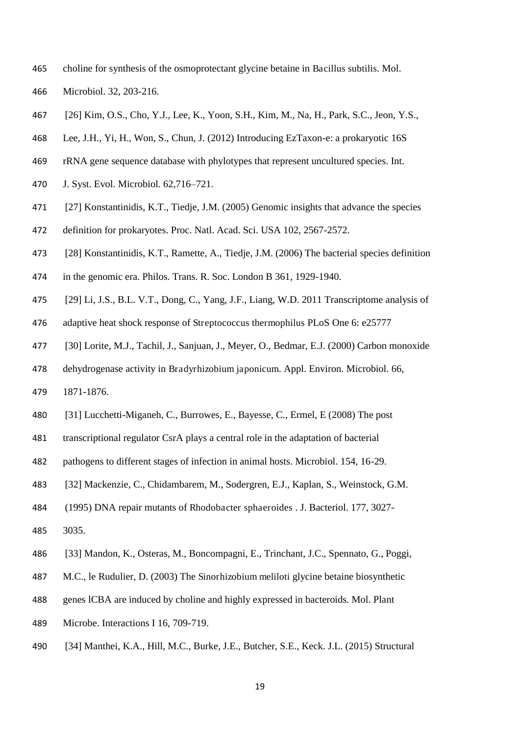choline for synthesis of the osmoprotectant glycine betaine in *Bacillus subtilis*. Mol. Microbiol. 32, 203-216.

[26] Kim, O.S., Cho, Y.J., Lee, K., Yoon, S.H., Kim, M., Na, H., Park, S.C., Jeon, Y.S., Lee, J.H., Yi, H., Won, S., Chun, J. (2012) Introducing EzTaxon-e: a prokaryotic 16S rRNA gene sequence database with phylotypes that represent uncultured species. Int. J. Syst. Evol. Microbiol. 62,716–721.

[27] Konstantinidis, K.T., Tiedje, J.M. (2005) Genomic insights that advance the species definition for prokaryotes. Proc. Natl. Acad. Sci. USA 102, 2567-2572.

[28] Konstantinidis, K.T., Ramette, A., Tiedje, J.M. (2006) The bacterial species definition in the genomic era. Philos. Trans. R. Soc. London B 361, 1929-1940.

[29] Li, J.S., B.L. V.T., Dong, C., Yang, J.F., Liang, W.D. 2011 Transcriptome analysis of adaptive heat shock response of *Streptococcus thermophilus* PLoS One 6: e25777

[30] Lorite, M.J., Tachil, J., Sanjuan, J., Meyer, O., Bedmar, E.J. (2000) Carbon monoxide dehydrogenase activity in *Bradyrhizobium japonicum*. Appl. Environ. Microbiol. 66, 1871-1876.

[31] Lucchetti-Miganeh, C., Burrowes, E., Bayesse, C., Ermel, E (2008) The post transcriptional regulator CsrA plays a central role in the adaptation of bacterial pathogens to different stages of infection in animal hosts. Microbiol. 154, 16-29.

[32] Mackenzie, C., Chidambarem, M., Sodergren, E.J., Kaplan, S., Weinstock, G.M. (1995) DNA repair mutants of *Rhodobacter sphaeroides* . J. Bacteriol. 177, 3027-3035.

[33] Mandon, K., Osteras, M., Boncompagni, E., Trinchant, J.C., Spennato, G., Poggi, M.C., le Rudulier, D. (2003) The *Sinorhizobium meliloti* glycine betaine biosynthetic genes lCBA are induced by choline and highly expressed in bacteroids. Mol. Plant Microbe. Interactions I 16, 709-719.

[34] Manthei, K.A., Hill, M.C., Burke, J.E., Butcher, S.E., Keck. J.L. (2015) Structural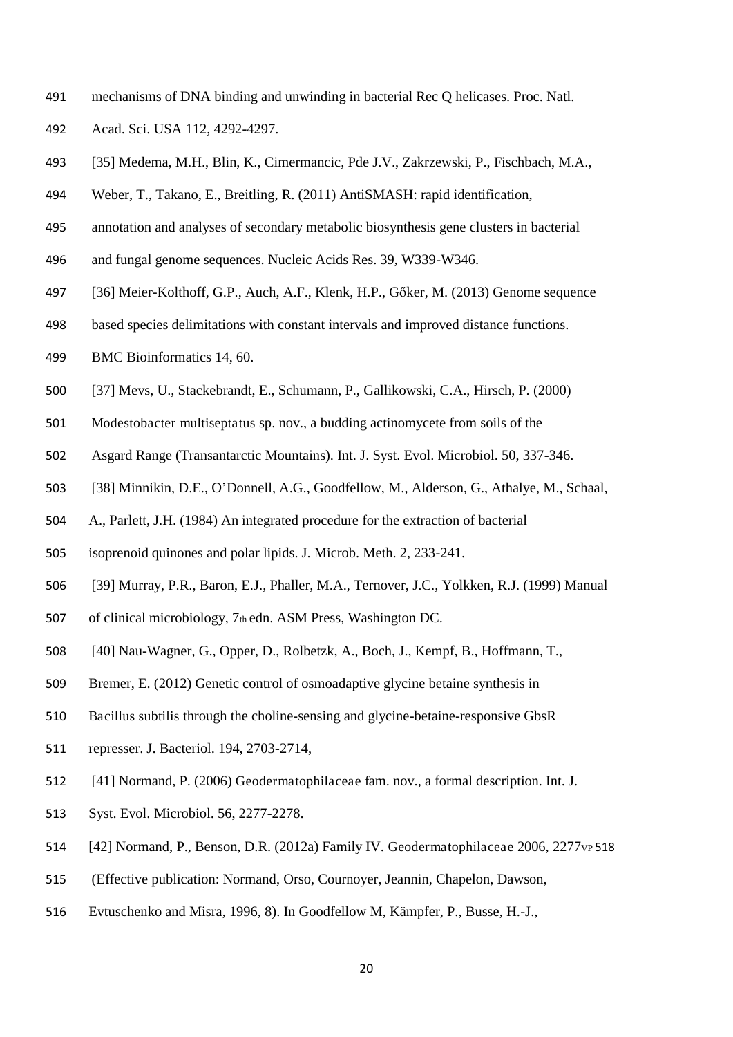mechanisms of DNA binding and unwinding in bacterial Rec Q helicases. Proc. Natl. Acad. Sci. USA 112, 4292-4297.

[35] Medema, M.H., Blin, K., Cimermancic, Pde J.V., Zakrzewski, P., Fischbach, M.A., Weber, T., Takano, E., Breitling, R. (2011) AntiSMASH: rapid identification, annotation and analyses of secondary metabolic biosynthesis gene clusters in bacterial and fungal genome sequences. Nucleic Acids Res. 39, W339-W346.

[36] Meier-Kolthoff, G.P., Auch, A.F., Klenk, H.P., Gőker, M. (2013) Genome sequence based species delimitations with constant intervals and improved distance functions. BMC Bioinformatics 14, 60.

[37] Mevs, U., Stackebrandt, E., Schumann, P., Gallikowski, C.A., Hirsch, P. (2000) Modestobacter multiseptatus sp. nov., a budding actinomycete from soils of the Asgard Range (Transantarctic Mountains). Int. J. Syst. Evol. Microbiol. 50, 337-346.

[38] Minnikin, D.E., O'Donnell, A.G., Goodfellow, M., Alderson, G., Athalye, M., Schaal, A., Parlett, J.H. (1984) An integrated procedure for the extraction of bacterial isoprenoid quinones and polar lipids. J. Microb. Meth. 2, 233-241.

[39] Murray, P.R., Baron, E.J., Phaller, M.A., Ternover, J.C., Yolkken, R.J. (1999) Manual of clinical microbiology, 7th edn. ASM Press, Washington DC.

[40] Nau-Wagner, G., Opper, D., Rolbetzk, A., Boch, J., Kempf, B., Hoffmann, T., Bremer, E. (2012) Genetic control of osmoadaptive glycine betaine synthesis in Bacillus subtilis through the choline-sensing and glycine-betaine-responsive GbsR represser. J. Bacteriol. 194, 2703-2714,

[41] Normand, P. (2006) Geodermatophilaceae fam. nov., a formal description. Int. J. Syst. Evol. Microbiol. 56, 2277-2278.

[42] Normand, P., Benson, D.R. (2012a) Family IV. Geodermatophilaceae 2006, 2277VP 518 (Effective publication: Normand, Orso, Cournoyer, Jeannin, Chapelon, Dawson, Evtuschenko and Misra, 1996, 8). In Goodfellow M, Kämpfer, P., Busse, H.-J.,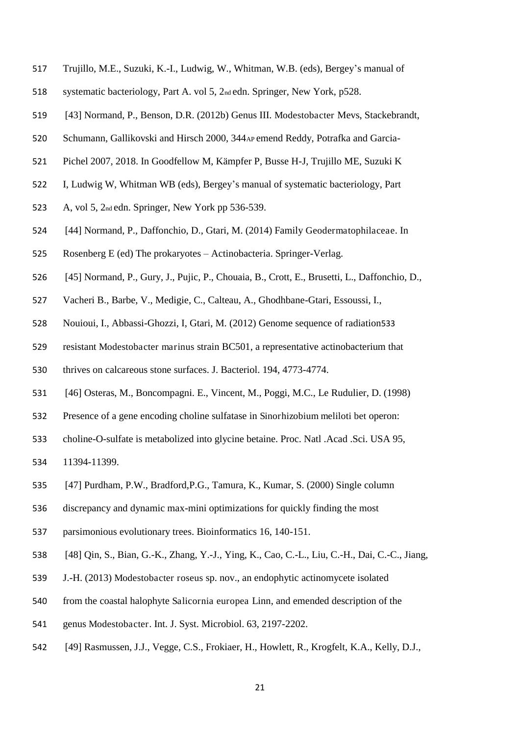Trujillo, M.E., Suzuki, K.-I., Ludwig, W., Whitman, W.B. (eds), Bergey's manual of systematic bacteriology, Part A. vol 5, 2nd edn. Springer, New York, p528.

[43] Normand, P., Benson, D.R. (2012b) Genus III. Modestobacter Mevs, Stackebrandt, Schumann, Gallikovski and Hirsch 2000, 344AP emend Reddy, Potrafka and Garcia-Pichel 2007, 2018. In Goodfellow M, Kämpfer P, Busse H-J, Trujillo ME, Suzuki K I, Ludwig W, Whitman WB (eds), Bergey's manual of systematic bacteriology, Part A, vol 5, 2nd edn. Springer, New York pp 536-539.

[44] Normand, P., Daffonchio, D., Gtari, M. (2014) Family Geodermatophilaceae. In Rosenberg E (ed) The prokaryotes – Actinobacteria. Springer-Verlag.

[45] Normand, P., Gury, J., Pujic, P., Chouaia, B., Crott, E., Brusetti, L., Daffonchio, D., Vacheri B., Barbe, V., Medigie, C., Calteau, A., Ghodhbane-Gtari, Essoussi, I., Nouioui, I., Abbassi-Ghozzi, I, Gtari, M. (2012) Genome sequence of radiation533 resistant Modestobacter marinus strain BC501, a representative actinobacterium that thrives on calcareous stone surfaces. J. Bacteriol. 194, 4773-4774.

[46] Osteras, M., Boncompagni. E., Vincent, M., Poggi, M.C., Le Rudulier, D. (1998) Presence of a gene encoding choline sulfatase in Sinorhizobium meliloti bet operon: choline-O-sulfate is metabolized into glycine betaine. Proc. Natl .Acad .Sci. USA 95, 11394-11399.

[47] Purdham, P.W., Bradford,P.G., Tamura, K., Kumar, S. (2000) Single column discrepancy and dynamic max-mini optimizations for quickly finding the most parsimonious evolutionary trees. Bioinformatics 16, 140-151.

[48] Qin, S., Bian, G.-K., Zhang, Y.-J., Ying, K., Cao, C.-L., Liu, C.-H., Dai, C.-C., Jiang, J.-H. (2013) Modestobacter roseus sp. nov., an endophytic actinomycete isolated from the coastal halophyte Salicornia europea Linn, and emended description of the genus Modestobacter. Int. J. Syst. Microbiol. 63, 2197-2202.

[49] Rasmussen, J.J., Vegge, C.S., Frokiaer, H., Howlett, R., Krogfelt, K.A., Kelly, D.J.,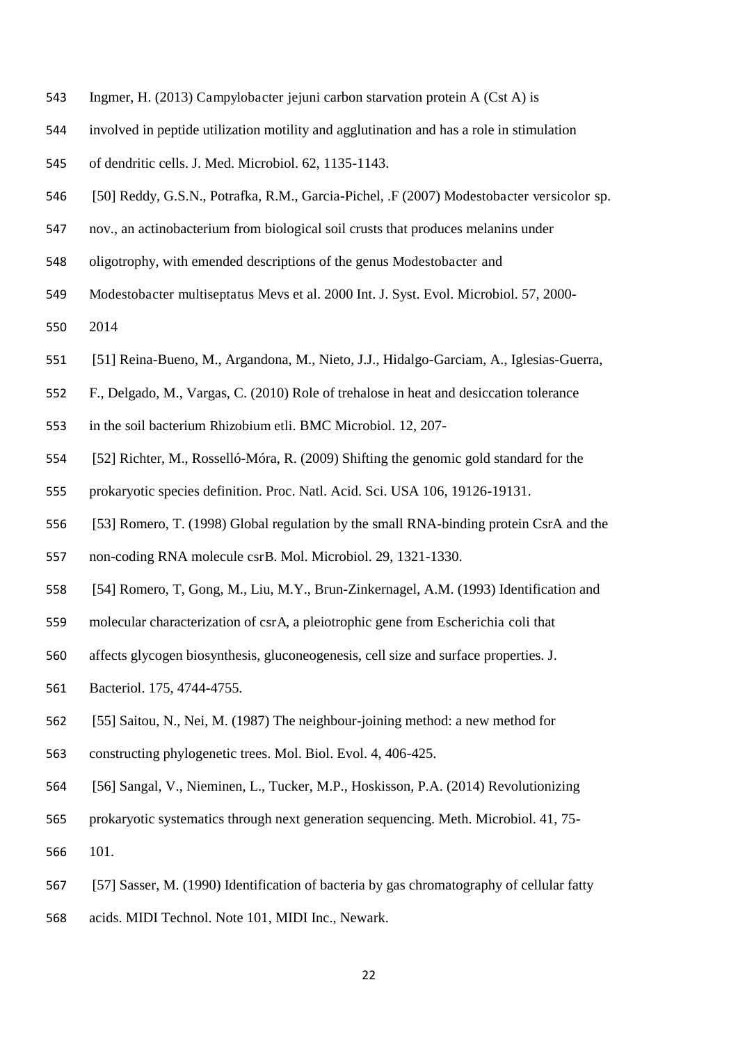Ingmer, H. (2013) Campylobacter jejuni carbon starvation protein A (Cst A) is involved in peptide utilization motility and agglutination and has a role in stimulation of dendritic cells. J. Med. Microbiol. 62, 1135-1143.

[50] Reddy, G.S.N., Potrafka, R.M., Garcia-Pichel, .F (2007) Modestobacter versicolor sp. nov., an actinobacterium from biological soil crusts that produces melanins under oligotrophy, with emended descriptions of the genus Modestobacter and Modestobacter multiseptatus Mevs et al. 2000 Int. J. Syst. Evol. Microbiol. 57, 2000-2014

[51] Reina-Bueno, M., Argandona, M., Nieto, J.J., Hidalgo-Garciam, A., Iglesias-Guerra, F., Delgado, M., Vargas, C. (2010) Role of trehalose in heat and desiccation tolerance in the soil bacterium Rhizobium etli. BMC Microbiol. 12, 207-

[52] Richter, M., Rosselló-Móra, R. (2009) Shifting the genomic gold standard for the prokaryotic species definition. Proc. Natl. Acid. Sci. USA 106, 19126-19131.

[53] Romero, T. (1998) Global regulation by the small RNA-binding protein CsrA and the non-coding RNA molecule csrB. Mol. Microbiol. 29, 1321-1330.

[54] Romero, T, Gong, M., Liu, M.Y., Brun-Zinkernagel, A.M. (1993) Identification and molecular characterization of csrA, a pleiotrophic gene from Escherichia coli that affects glycogen biosynthesis, gluconeogenesis, cell size and surface properties. J. Bacteriol. 175, 4744-4755.

[55] Saitou, N., Nei, M. (1987) The neighbour-joining method: a new method for constructing phylogenetic trees. Mol. Biol. Evol. 4, 406-425.

[56] Sangal, V., Nieminen, L., Tucker, M.P., Hoskisson, P.A. (2014) Revolutionizing prokaryotic systematics through next generation sequencing. Meth. Microbiol. 41, 75-101.

[57] Sasser, M. (1990) Identification of bacteria by gas chromatography of cellular fatty acids. MIDI Technol. Note 101, MIDI Inc., Newark.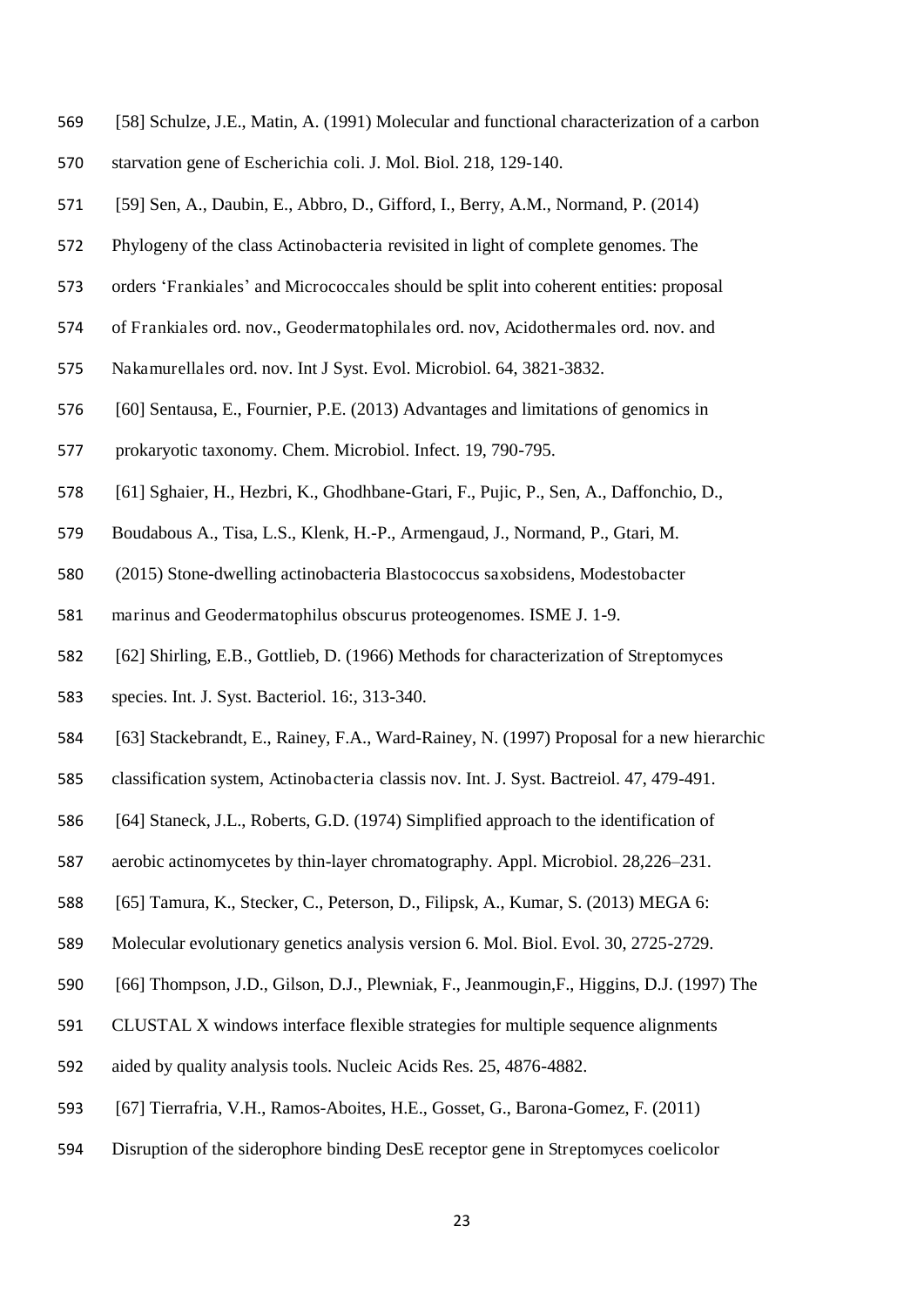[58] Schulze, J.E., Matin, A. (1991) Molecular and functional characterization of a carbon starvation gene of Escherichia coli. J. Mol. Biol. 218, 129-140.

[59] Sen, A., Daubin, E., Abbro, D., Gifford, I., Berry, A.M., Normand, P. (2014) Phylogeny of the class Actinobacteria revisited in light of complete genomes. The orders 'Frankiales' and Micrococcales should be split into coherent entities: proposal of Frankiales ord. nov., Geodermatophilales ord. nov, Acidothermales ord. nov. and Nakamurellales ord. nov. Int J Syst. Evol. Microbiol. 64, 3821-3832.

[60] Sentausa, E., Fournier, P.E. (2013) Advantages and limitations of genomics in prokaryotic taxonomy. Chem. Microbiol. Infect. 19, 790-795.

[61] Sghaier, H., Hezbri, K., Ghodhbane-Gtari, F., Pujic, P., Sen, A., Daffonchio, D., Boudabous A., Tisa, L.S., Klenk, H.-P., Armengaud, J., Normand, P., Gtari, M. (2015) Stone-dwelling actinobacteria Blastococcus saxobsidens, Modestobacter marinus and Geodermatophilus obscurus proteogenomes. ISME J. 1-9.

[62] Shirling, E.B., Gottlieb, D. (1966) Methods for characterization of Streptomyces species. Int. J. Syst. Bacteriol. 16:, 313-340.

[63] Stackebrandt, E., Rainey, F.A., Ward-Rainey, N. (1997) Proposal for a new hierarchic classification system, Actinobacteria classis nov. Int. J. Syst. Bactreiol. 47, 479-491.

[64] Staneck, J.L., Roberts, G.D. (1974) Simplified approach to the identification of aerobic actinomycetes by thin-layer chromatography. Appl. Microbiol. 28,226–231.

[65] Tamura, K., Stecker, C., Peterson, D., Filipsk, A., Kumar, S. (2013) MEGA 6: Molecular evolutionary genetics analysis version 6. Mol. Biol. Evol. 30, 2725-2729.

[66] Thompson, J.D., Gilson, D.J., Plewniak, F., Jeanmougin,F., Higgins, D.J. (1997) The CLUSTAL X windows interface flexible strategies for multiple sequence alignments aided by quality analysis tools. Nucleic Acids Res. 25, 4876-4882.

[67] Tierrafria, V.H., Ramos-Aboites, H.E., Gosset, G., Barona-Gomez, F. (2011) Disruption of the siderophore binding DesE receptor gene in Streptomyces coelicolor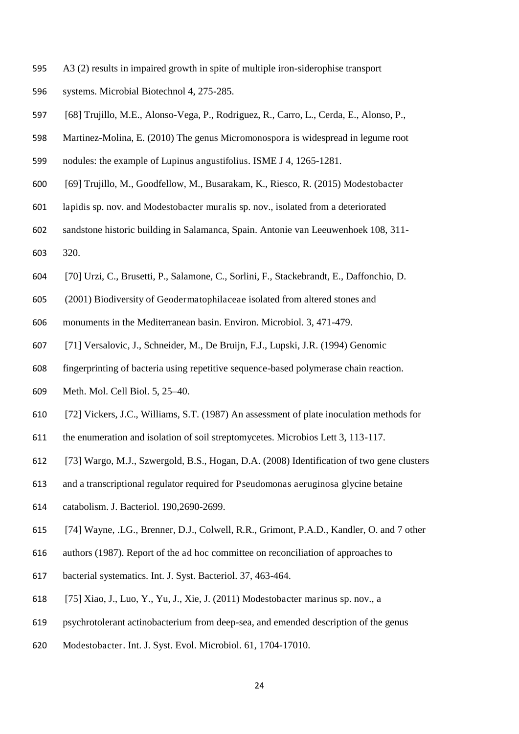A3 (2) results in impaired growth in spite of multiple iron-siderophise transport systems. Microbial Biotechnol 4, 275-285.

[68] Trujillo, M.E., Alonso-Vega, P., Rodriguez, R., Carro, L., Cerda, E., Alonso, P., Martinez-Molina, E. (2010) The genus *Micromonospora* is widespread in legume root nodules: the example of *Lupinus angustifolius*. ISME J 4, 1265-1281.

[69] Trujillo, M., Goodfellow, M., Busarakam, K., Riesco, R. (2015) *Modestobacter lapidis* sp. nov. and *Modestobacter muralis* sp. nov., isolated from a deteriorated sandstone historic building in Salamanca, Spain. Antonie van Leeuwenhoek 108, 311-320.

[70] Urzi, C., Brusetti, P., Salamone, C., Sorlini, F., Stackebrandt, E., Daffonchio, D. (2001) Biodiversity of *Geodermatophilaceae* isolated from altered stones and monuments in the Mediterranean basin. Environ. Microbiol. 3, 471-479.

[71] Versalovic, J., Schneider, M., De Bruijn, F.J., Lupski, J.R. (1994) Genomic fingerprinting of bacteria using repetitive sequence-based polymerase chain reaction. Meth. Mol. Cell Biol. 5, 25–40.

[72] Vickers, J.C., Williams, S.T. (1987) An assessment of plate inoculation methods for the enumeration and isolation of soil streptomycetes. Microbios Lett 3, 113-117.

[73] Wargo, M.J., Szwergold, B.S., Hogan, D.A. (2008) Identification of two gene clusters and a transcriptional regulator required for *Pseudomonas aeruginosa* glycine betaine catabolism. J. Bacteriol. 190,2690-2699.

[74] Wayne, .LG., Brenner, D.J., Colwell, R.R., Grimont, P.A.D., Kandler, O. and 7 other authors (1987). Report of the *ad hoc* committee on reconciliation of approaches to bacterial systematics. Int. J. Syst. Bacteriol. 37, 463-464.

[75] Xiao, J., Luo, Y., Yu, J., Xie, J. (2011) *Modestobacter marinus* sp. nov., a psychrotolerant actinobacterium from deep-sea, and emended description of the genus *Modestobacter*. Int. J. Syst. Evol. Microbiol. 61, 1704-17010.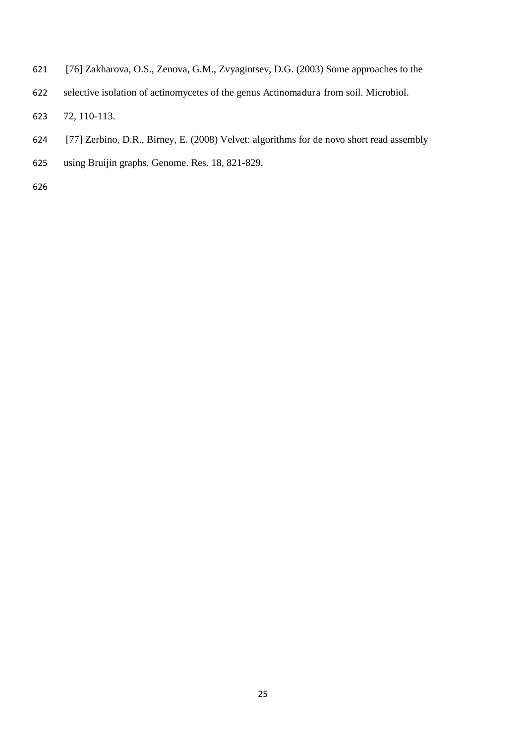[76] Zakharova, O.S., Zenova, G.M., Zvyagintsev, D.G. (2003) Some approaches to the selective isolation of actinomycetes of the genus Actinomadura from soil. Microbiol. 72, 110-113.

[77] Zerbino, D.R., Birney, E. (2008) Velvet: algorithms for de novo short read assembly using Bruijin graphs. Genome. Res. 18, 821-829.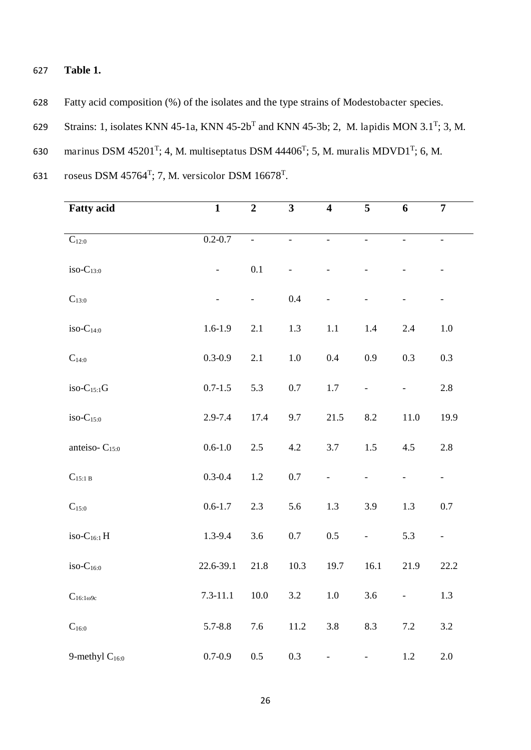**Table 1.**

Fatty acid composition (%) of the isolates and the type strains of Modestobacter species.

Strains: 1, isolates KNN 45-1a, KNN 45-2b[T] and KNN 45-3b; 2, M. lapidis MON 3.1[T]; 3, M. marinus DSM 45201[T]; 4, M. multiseptatus DSM 44406[T]; 5, M. muralis MDVD1[T]; 6, M. roseus DSM 45764[T]; 7, M. versicolor DSM 16678[T].

| Fatty acid | 1 | 2 | 3 | 4 | 5 | 6 | 7 |
|---|---|---|---|---|---|---|---|
| $C_{12:0}$ | 0.2-0.7 | - | - | - | - | - | - |
| iso-$C_{13:0}$ | - | 0.1 | - | - | - | - | - |
| $C_{13:0}$ | - | - | 0.4 | - | - | - | - |
| iso-$C_{14:0}$ | 1.6-1.9 | 2.1 | 1.3 | 1.1 | 1.4 | 2.4 | 1.0 |
| $C_{14:0}$ | 0.3-0.9 | 2.1 | 1.0 | 0.4 | 0.9 | 0.3 | 0.3 |
| iso-$C_{15:1}$G | 0.7-1.5 | 5.3 | 0.7 | 1.7 | - | - | 2.8 |
| iso-$C_{15:0}$ | 2.9-7.4 | 17.4 | 9.7 | 21.5 | 8.2 | 11.0 | 19.9 |
| anteiso- $C_{15:0}$ | 0.6-1.0 | 2.5 | 4.2 | 3.7 | 1.5 | 4.5 | 2.8 |
| $C_{15:1\ B}$ | 0.3-0.4 | 1.2 | 0.7 | - | - | - | - |
| $C_{15:0}$ | 0.6-1.7 | 2.3 | 5.6 | 1.3 | 3.9 | 1.3 | 0.7 |
| iso-$C_{16:1}$ H | 1.3-9.4 | 3.6 | 0.7 | 0.5 | - | 5.3 | - |
| iso-$C_{16:0}$ | 22.6-39.1 | 21.8 | 10.3 | 19.7 | 16.1 | 21.9 | 22.2 |
| $C_{16:1\omega9c}$ | 7.3-11.1 | 10.0 | 3.2 | 1.0 | 3.6 | - | 1.3 |
| $C_{16:0}$ | 5.7-8.8 | 7.6 | 11.2 | 3.8 | 8.3 | 7.2 | 3.2 |
| 9-methyl $C_{16:0}$ | 0.7-0.9 | 0.5 | 0.3 | - | - | 1.2 | 2.0 |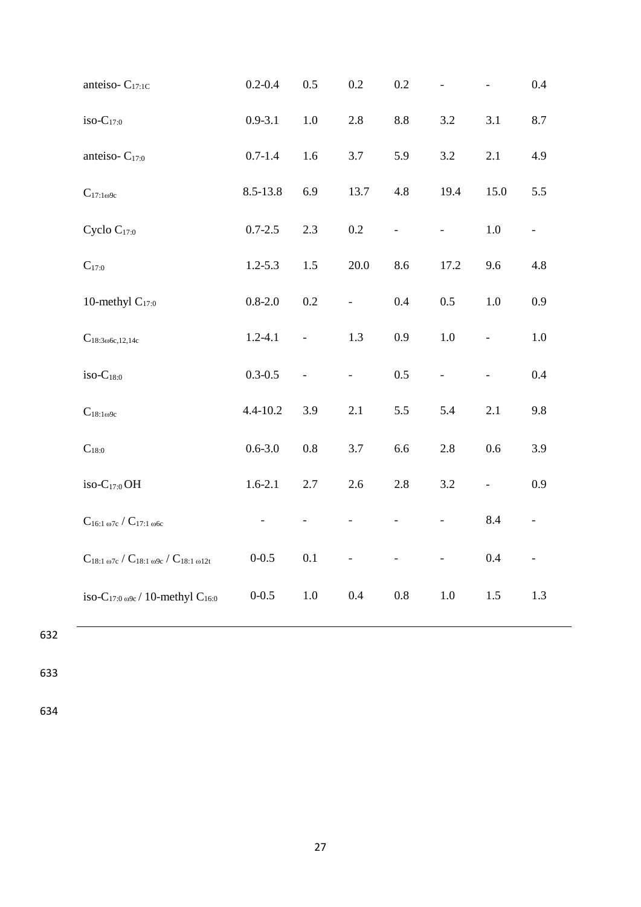| | | | | | | | |
|---|---|---|---|---|---|---|---|
| anteiso- $C_{17:1C}$ | 0.2-0.4 | 0.5 | 0.2 | 0.2 | - | - | 0.4 |
| iso-$C_{17:0}$ | 0.9-3.1 | 1.0 | 2.8 | 8.8 | 3.2 | 3.1 | 8.7 |
| anteiso- $C_{17:0}$ | 0.7-1.4 | 1.6 | 3.7 | 5.9 | 3.2 | 2.1 | 4.9 |
| $C_{17:1\omega9c}$ | 8.5-13.8 | 6.9 | 13.7 | 4.8 | 19.4 | 15.0 | 5.5 |
| Cyclo $C_{17:0}$ | 0.7-2.5 | 2.3 | 0.2 | - | - | 1.0 | - |
| $C_{17:0}$ | 1.2-5.3 | 1.5 | 20.0 | 8.6 | 17.2 | 9.6 | 4.8 |
| 10-methyl $C_{17:0}$ | 0.8-2.0 | 0.2 | - | 0.4 | 0.5 | 1.0 | 0.9 |
| $C_{18:3\omega6c,12,14c}$ | 1.2-4.1 | - | 1.3 | 0.9 | 1.0 | - | 1.0 |
| iso-$C_{18:0}$ | 0.3-0.5 | - | - | 0.5 | - | - | 0.4 |
| $C_{18:1\omega9c}$ | 4.4-10.2 | 3.9 | 2.1 | 5.5 | 5.4 | 2.1 | 9.8 |
| $C_{18:0}$ | 0.6-3.0 | 0.8 | 3.7 | 6.6 | 2.8 | 0.6 | 3.9 |
| iso-$C_{17:0}$ OH | 1.6-2.1 | 2.7 | 2.6 | 2.8 | 3.2 | - | 0.9 |
| $C_{16:1\ \omega7c}$ / $C_{17:1\ \omega6c}$ | - | - | - | - | - | 8.4 | - |
| $C_{18:1\ \omega7c}$ / $C_{18:1\ \omega9c}$ / $C_{18:1\ \omega12t}$ | 0-0.5 | 0.1 | - | - | - | 0.4 | - |
| iso-$C_{17:0\ \omega9c}$ / 10-methyl $C_{16:0}$ | 0-0.5 | 1.0 | 0.4 | 0.8 | 1.0 | 1.5 | 1.3 |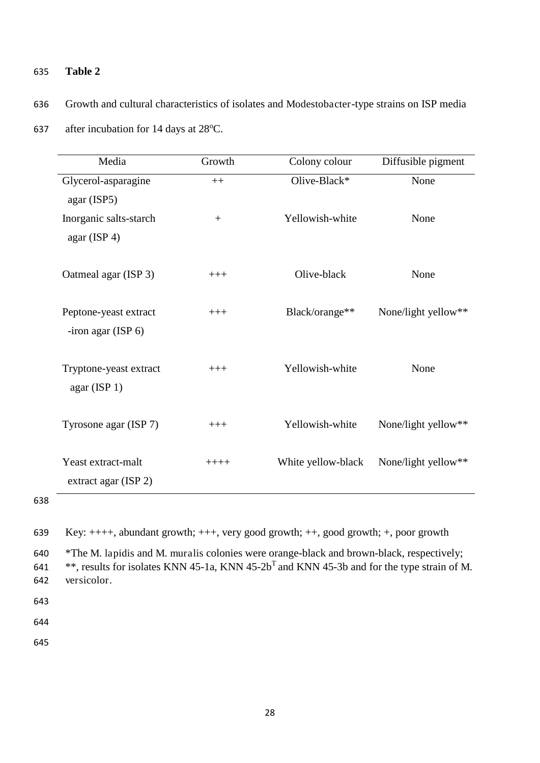**Table 2**

Growth and cultural characteristics of isolates and Modestobacter-type strains on ISP media after incubation for 14 days at 28°C.

| Media | Growth | Colony colour | Diffusible pigment |
|---|---|---|---|
| Glycerol-asparagine agar (ISP5) | ++ | Olive-Black* | None |
| Inorganic salts-starch agar (ISP 4) | + | Yellowish-white | None |
| Oatmeal agar (ISP 3) | +++ | Olive-black | None |
| Peptone-yeast extract -iron agar (ISP 6) | +++ | Black/orange** | None/light yellow** |
| Tryptone-yeast extract agar (ISP 1) | +++ | Yellowish-white | None |
| Tyrosone agar (ISP 7) | +++ | Yellowish-white | None/light yellow** |
| Yeast extract-malt extract agar (ISP 2) | ++++ | White yellow-black | None/light yellow** |

Key: ++++, abundant growth; +++, very good growth; ++, good growth; +, poor growth

*The M. lapidis and M. muralis colonies were orange-black and brown-black, respectively; **, results for isolates KNN 45-1a, KNN 45-2b$^{T}$ and KNN 45-3b and for the type strain of M. versicolor.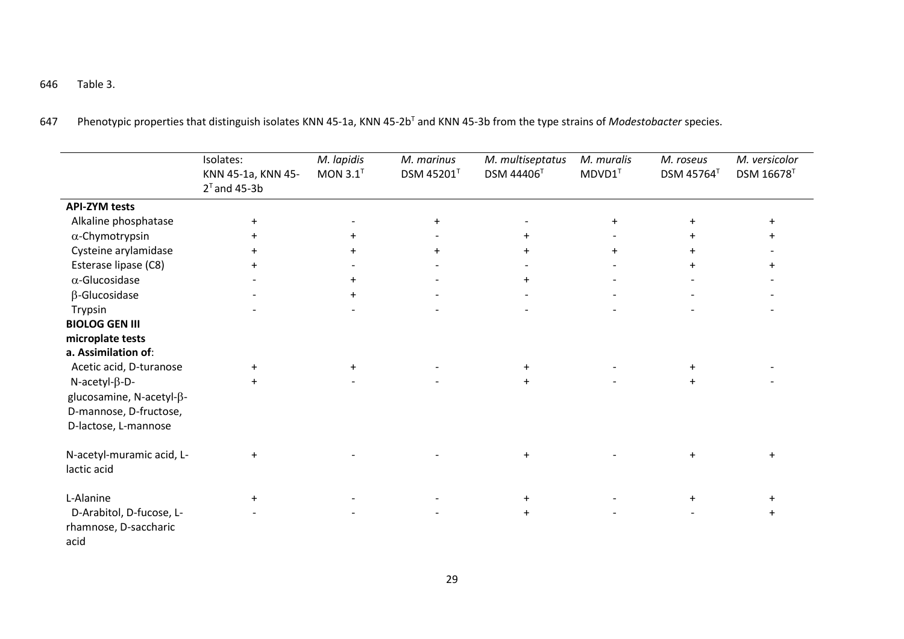646 Table 3.

647 Phenotypic properties that distinguish isolates KNN 45-1a, KNN 45-2b$^T$ and KNN 45-3b from the type strains of *Modestobacter* species.

| | Isolates: KNN 45-1a, KNN 45-2$^T$ and 45-3b | *M. lapidis* MON 3.1$^T$ | *M. marinus* DSM 45201$^T$ | *M. multiseptatus* DSM 44406$^T$ | *M. muralis* MDVD1$^T$ | *M. roseus* DSM 45764$^T$ | *M. versicolor* DSM 16678$^T$ |
|---|---|---|---|---|---|---|---|
| **API-ZYM tests** | | | | | | | |
| Alkaline phosphatase | + | - | + | - | + | + | + |
| α-Chymotrypsin | + | + | - | + | - | + | + |
| Cysteine arylamidase | + | + | + | + | + | + | - |
| Esterase lipase (C8) | + | - | - | - | - | + | + |
| α-Glucosidase | - | + | - | + | - | - | - |
| β-Glucosidase | - | + | - | - | - | - | - |
| Trypsin | - | - | - | - | - | - | - |
| **BIOLOG GEN III microplate tests** | | | | | | | |
| **a. Assimilation of**: | | | | | | | |
| Acetic acid, D-turanose | + | + | - | + | - | + | - |
| N-acetyl-β-D-glucosamine, N-acetyl-β-D-mannose, D-fructose, D-lactose, L-mannose | + | - | - | + | - | + | - |
| N-acetyl-muramic acid, L-lactic acid | + | - | - | + | - | + | + |
| L-Alanine | + | - | - | + | - | + | + |
| D-Arabitol, D-fucose, L-rhamnose, D-saccharic acid | - | - | - | + | - | - | + |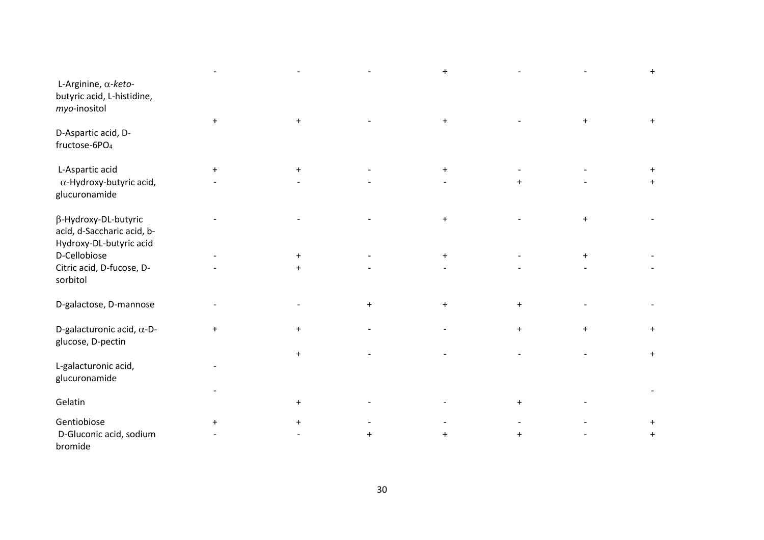| | | | | | | | |
|---|---|---|---|---|---|---|---|
| L-Arginine, α-*keto*-butyric acid, L-histidine, *myo*-inositol | - | - | - | + | - | - | + |
| D-Aspartic acid, D-fructose-6$PO_4$ | + | + | - | + | - | + | + |
| L-Aspartic acid | + | + | - | + | - | - | + |
| α-Hydroxy-butyric acid, glucuronamide | - | - | - | - | + | - | + |
| β-Hydroxy-DL-butyric acid, d-Saccharic acid, b-Hydroxy-DL-butyric acid | - | - | - | + | - | + | - |
| D-Cellobiose | - | + | - | + | - | + | - |
| Citric acid, D-fucose, D-sorbitol | - | + | - | - | - | - | - |
| D-galactose, D-mannose | - | - | + | + | + | - | - |
| D-galacturonic acid, α-D-glucose, D-pectin | + | + | - | - | + | + | + |
| L-galacturonic acid, glucuronamide | - | + | - | - | - | - | + |
| Gelatin | - | + | - | - | + | - | - |
| Gentiobiose | + | + | - | - | - | - | + |
| D-Gluconic acid, sodium bromide | - | - | + | + | + | - | + |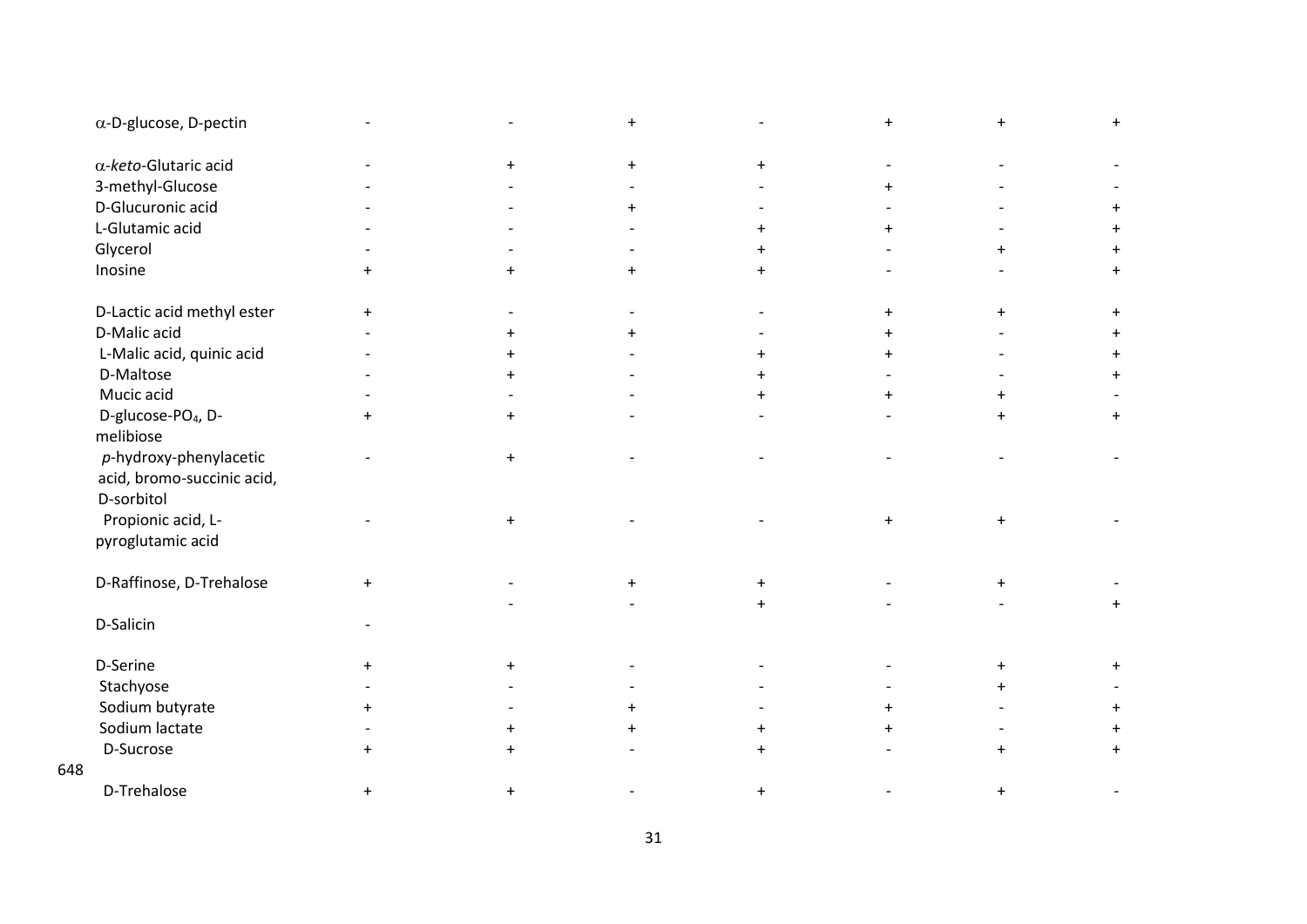| | | | | | | | |
|---|---|---|---|---|---|---|---|
| $\alpha$-D-glucose, D-pectin | - | - | + | - | + | + | + |
| $\alpha$-*keto*-Glutaric acid | - | + | + | + | - | - | - |
| 3-methyl-Glucose | - | - | - | - | + | - | - |
| D-Glucuronic acid | - | - | + | - | - | - | + |
| L-Glutamic acid | - | - | - | + | + | - | + |
| Glycerol | - | - | - | + | - | + | + |
| Inosine | + | + | + | + | - | - | + |
| D-Lactic acid methyl ester | + | - | - | - | + | + | + |
| D-Malic acid | - | + | + | - | + | - | + |
| L-Malic acid, quinic acid | - | + | - | + | + | - | + |
| D-Maltose | - | + | - | + | - | - | + |
| Mucic acid | - | - | - | + | + | + | - |
| D-glucose-$PO_4$, D-melibiose | + | + | - | - | - | + | + |
| *p*-hydroxy-phenylacetic acid, bromo-succinic acid, D-sorbitol | - | + | - | - | - | - | - |
| Propionic acid, L-pyroglutamic acid | - | + | - | - | + | + | - |
| D-Raffinose, D-Trehalose | + | - | + | + | - | + | - |
| D-Salicin | - | - | - | + | - | - | + |
| D-Serine | + | + | - | - | - | + | + |
| Stachyose | - | - | - | - | - | + | - |
| Sodium butyrate | + | - | + | - | + | - | + |
| Sodium lactate | - | + | + | + | + | - | + |
| D-Sucrose | + | + | - | + | - | + | + |
| D-Trehalose | + | + | - | + | - | + | - |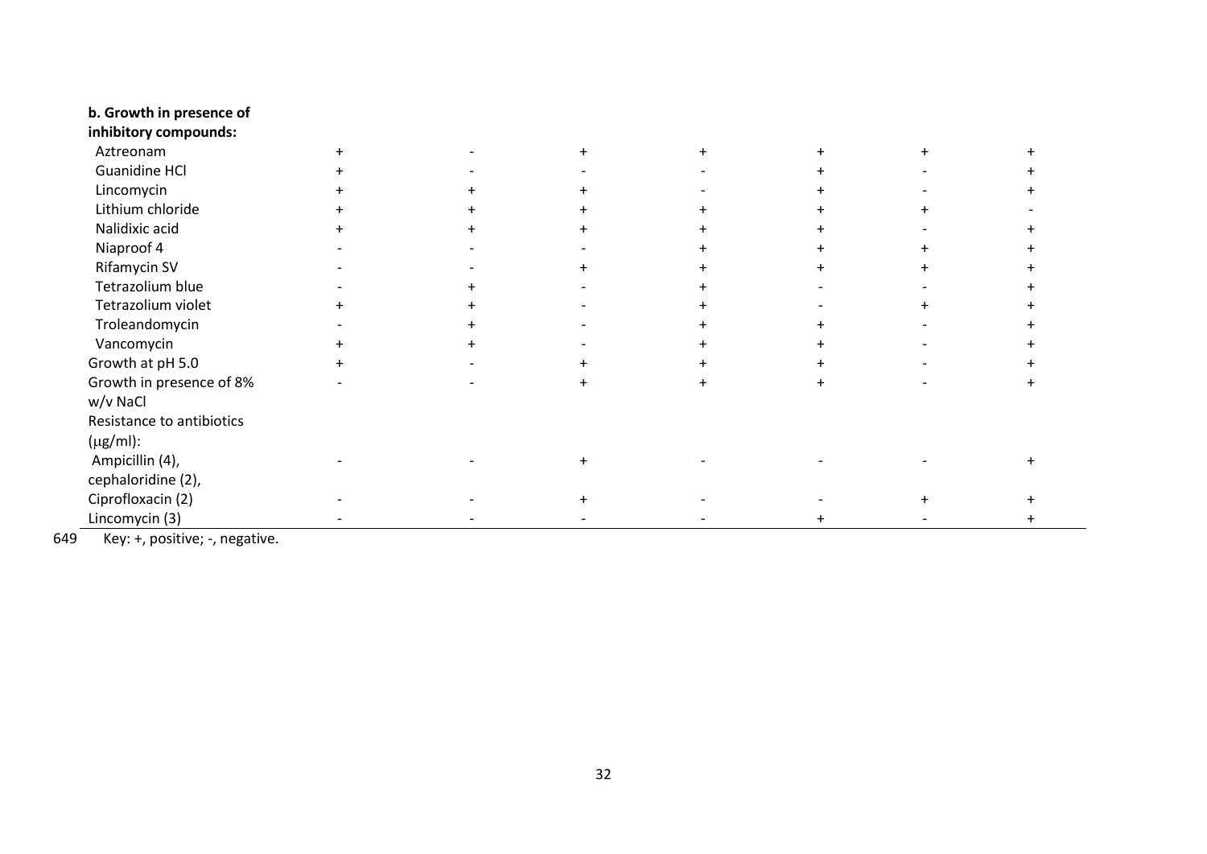| | | | | | | | |
|---|---|---|---|---|---|---|---|
| **b. Growth in presence of inhibitory compounds:** | | | | | | | |
| Aztreonam | + | - | + | + | + | + | + |
| Guanidine HCl | + | - | - | - | + | - | + |
| Lincomycin | + | + | + | - | + | - | + |
| Lithium chloride | + | + | + | + | + | + | - |
| Nalidixic acid | + | + | + | + | + | - | + |
| Niaproof 4 | - | - | - | + | + | + | + |
| Rifamycin SV | - | - | + | + | + | + | + |
| Tetrazolium blue | - | + | - | + | - | - | + |
| Tetrazolium violet | + | + | - | + | - | + | + |
| Troleandomycin | - | + | - | + | + | - | + |
| Vancomycin | + | + | - | + | + | - | + |
| Growth at pH 5.0 | + | - | + | + | + | - | + |
| Growth in presence of 8% w/v NaCl | - | - | + | + | + | - | + |
| Resistance to antibiotics (μg/ml): | | | | | | | |
| Ampicillin (4), cephaloridine (2), | - | - | + | - | - | - | + |
| Ciprofloxacin (2) | - | - | + | - | - | + | + |
| Lincomycin (3) | - | - | - | - | + | - | + |

Key: +, positive; -, negative.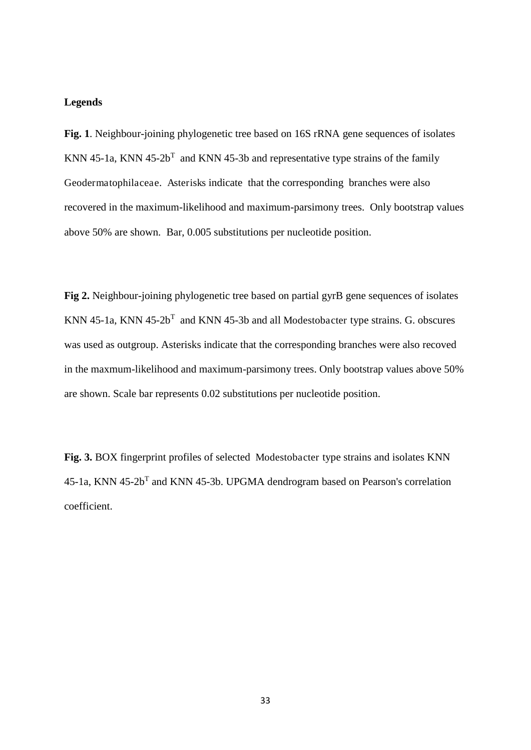**Legends**

**Fig. 1**. Neighbour-joining phylogenetic tree based on 16S rRNA gene sequences of isolates KNN 45-1a, KNN 45-2b$^{T}$ and KNN 45-3b and representative type strains of the family Geodermatophilaceae. Asterisks indicate that the corresponding branches were also recovered in the maximum-likelihood and maximum-parsimony trees. Only bootstrap values above 50% are shown. Bar, 0.005 substitutions per nucleotide position.

**Fig 2.** Neighbour-joining phylogenetic tree based on partial gyrB gene sequences of isolates KNN 45-1a, KNN 45-2b$^{T}$ and KNN 45-3b and all Modestobacter type strains. G. obscures was used as outgroup. Asterisks indicate that the corresponding branches were also recoved in the maxmum-likelihood and maximum-parsimony trees. Only bootstrap values above 50% are shown. Scale bar represents 0.02 substitutions per nucleotide position.

**Fig. 3.** BOX fingerprint profiles of selected Modestobacter type strains and isolates KNN 45-1a, KNN 45-2b$^{T}$ and KNN 45-3b. UPGMA dendrogram based on Pearson's correlation coefficient.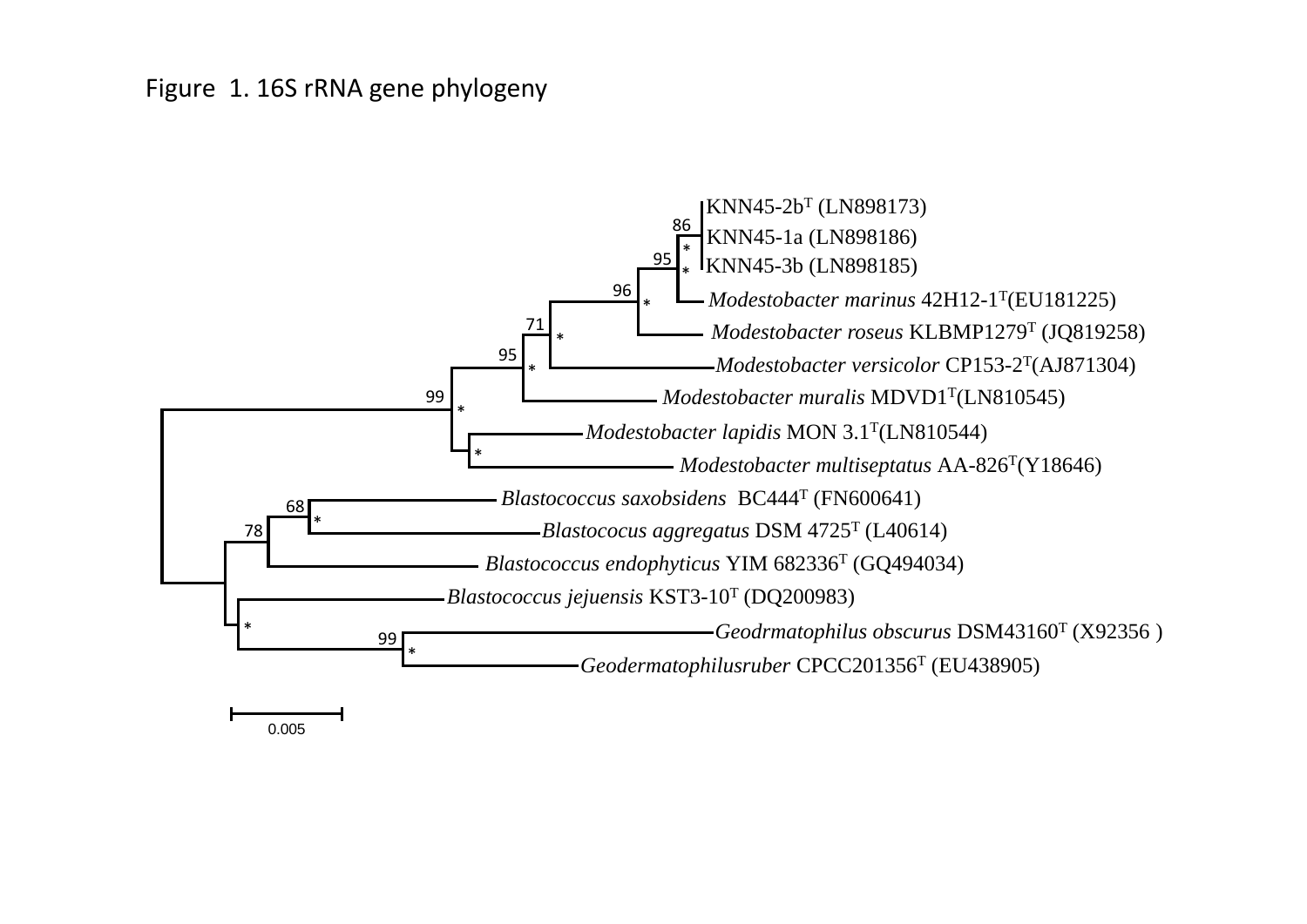Figure 1. 16S rRNA gene phylogeny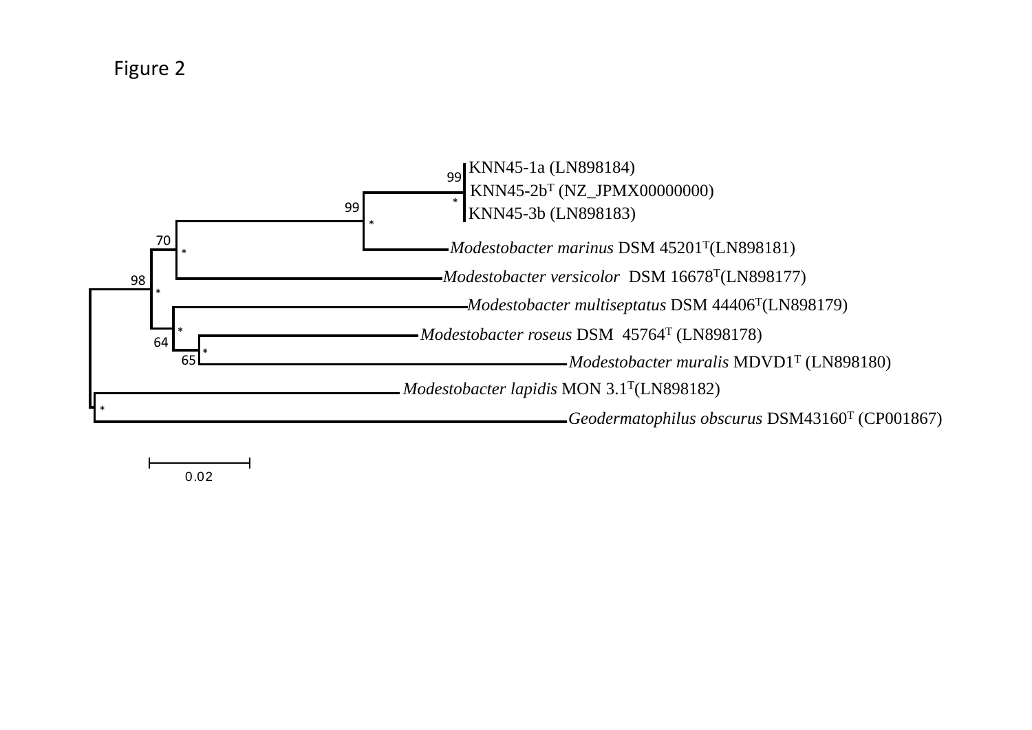Figure 2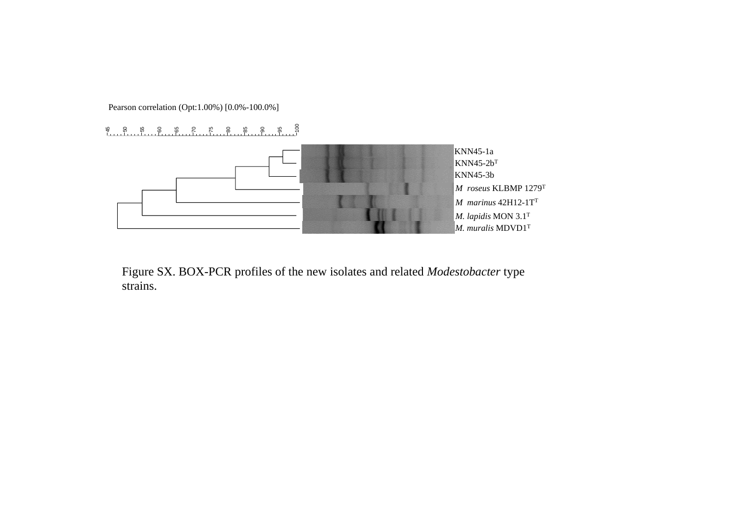Pearson correlation (Opt:1.00%) [0.0%-100.0%]

KNN45-1a
KNN45-2b[T]
KNN45-3b
*M roseus* KLBMP 1279[T]
*M marinus* 42H12-1T[T]
*M. lapidis* MON 3.1[T]
*M. muralis* MDVD1[T]

Figure SX. BOX-PCR profiles of the new isolates and related *Modestobacter* type strains.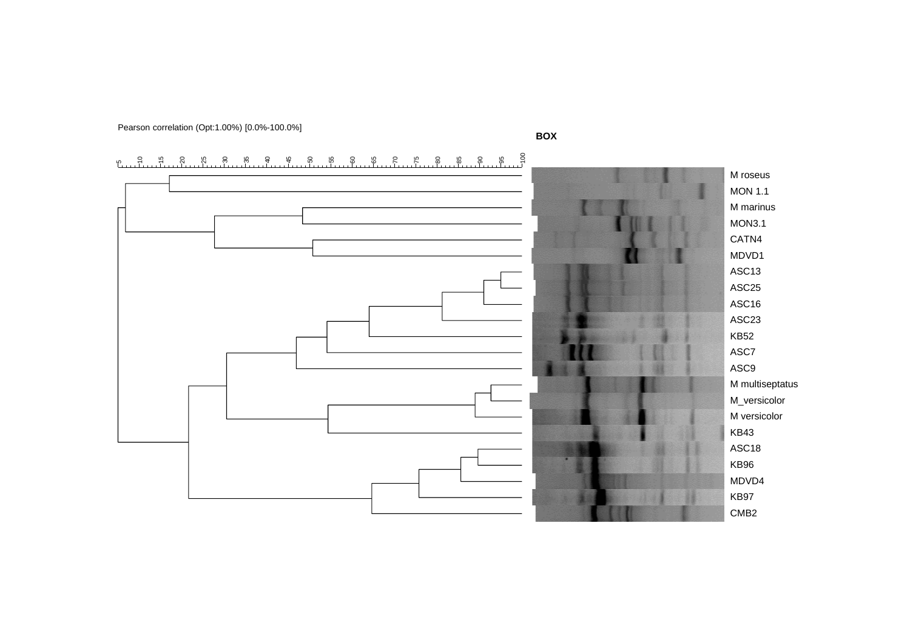Pearson correlation (Opt:1.00%) [0.0%-100.0%]

BOX

5 10 15 20 25 30 35 40 45 50 55 60 65 70 75 80 85 90 95 100

M roseus
MON 1.1
M marinus
MON3.1
CATN4
MDVD1
ASC13
ASC25
ASC16
ASC23
KB52
ASC7
ASC9
M multiseptatus
M_versicolor
M versicolor
KB43
ASC18
KB96
MDVD4
KB97
CMB2